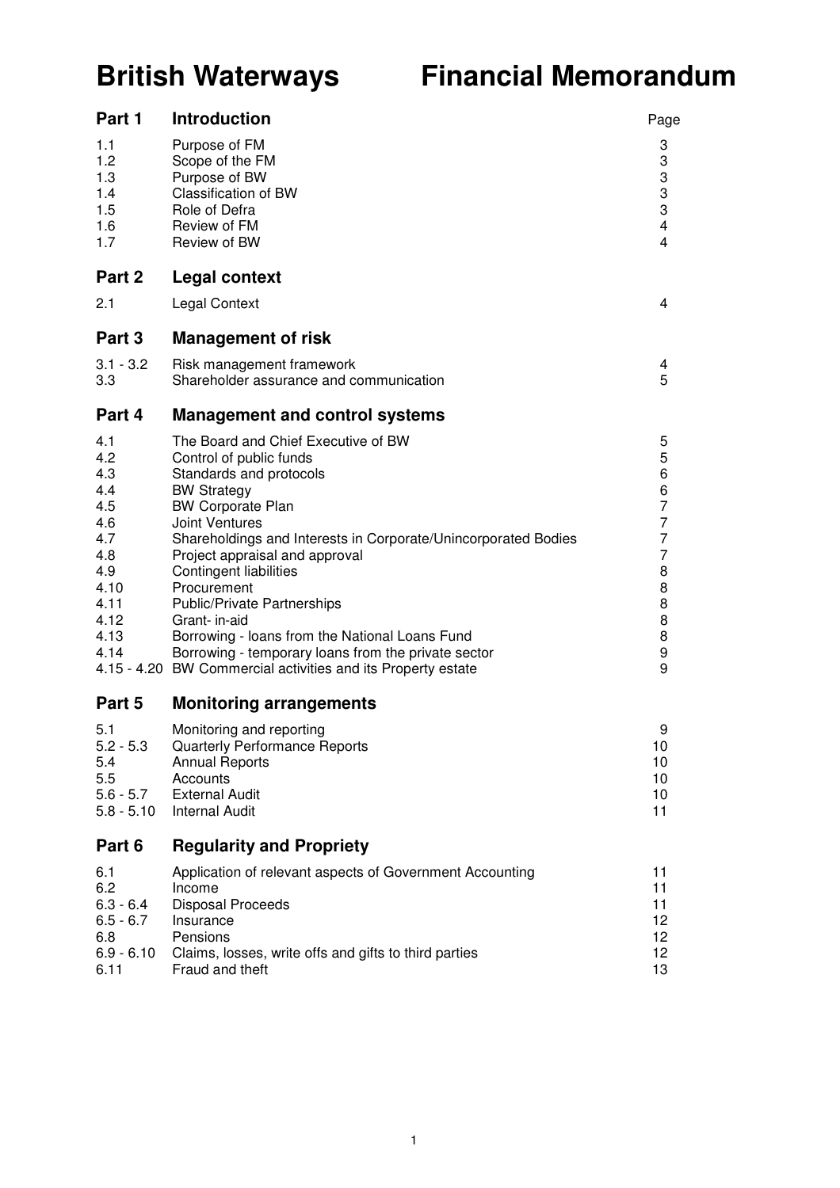# British Waterways Financial Memorandum

| | | Page |
|---|---|---|
| **Part 1** | **Introduction** | |
| 1.1 | Purpose of FM | 3 |
| 1.2 | Scope of the FM | 3 |
| 1.3 | Purpose of BW | 3 |
| 1.4 | Classification of BW | 3 |
| 1.5 | Role of Defra | 3 |
| 1.6 | Review of FM | 4 |
| 1.7 | Review of BW | 4 |
| **Part 2** | **Legal context** | |
| 2.1 | Legal Context | 4 |
| **Part 3** | **Management of risk** | |
| 3.1 - 3.2 | Risk management framework | 4 |
| 3.3 | Shareholder assurance and communication | 5 |
| **Part 4** | **Management and control systems** | |
| 4.1 | The Board and Chief Executive of BW | 5 |
| 4.2 | Control of public funds | 5 |
| 4.3 | Standards and protocols | 6 |
| 4.4 | BW Strategy | 6 |
| 4.5 | BW Corporate Plan | 7 |
| 4.6 | Joint Ventures | 7 |
| 4.7 | Shareholdings and Interests in Corporate/Unincorporated Bodies | 7 |
| 4.8 | Project appraisal and approval | 7 |
| 4.9 | Contingent liabilities | 8 |
| 4.10 | Procurement | 8 |
| 4.11 | Public/Private Partnerships | 8 |
| 4.12 | Grant- in-aid | 8 |
| 4.13 | Borrowing - loans from the National Loans Fund | 8 |
| 4.14 | Borrowing - temporary loans from the private sector | 9 |
| 4.15 - 4.20 | BW Commercial activities and its Property estate | 9 |
| **Part 5** | **Monitoring arrangements** | |
| 5.1 | Monitoring and reporting | 9 |
| 5.2 - 5.3 | Quarterly Performance Reports | 10 |
| 5.4 | Annual Reports | 10 |
| 5.5 | Accounts | 10 |
| 5.6 - 5.7 | External Audit | 10 |
| 5.8 - 5.10 | Internal Audit | 11 |
| **Part 6** | **Regularity and Propriety** | |
| 6.1 | Application of relevant aspects of Government Accounting | 11 |
| 6.2 | Income | 11 |
| 6.3 - 6.4 | Disposal Proceeds | 11 |
| 6.5 - 6.7 | Insurance | 12 |
| 6.8 | Pensions | 12 |
| 6.9 - 6.10 | Claims, losses, write offs and gifts to third parties | 12 |
| 6.11 | Fraud and theft | 13 |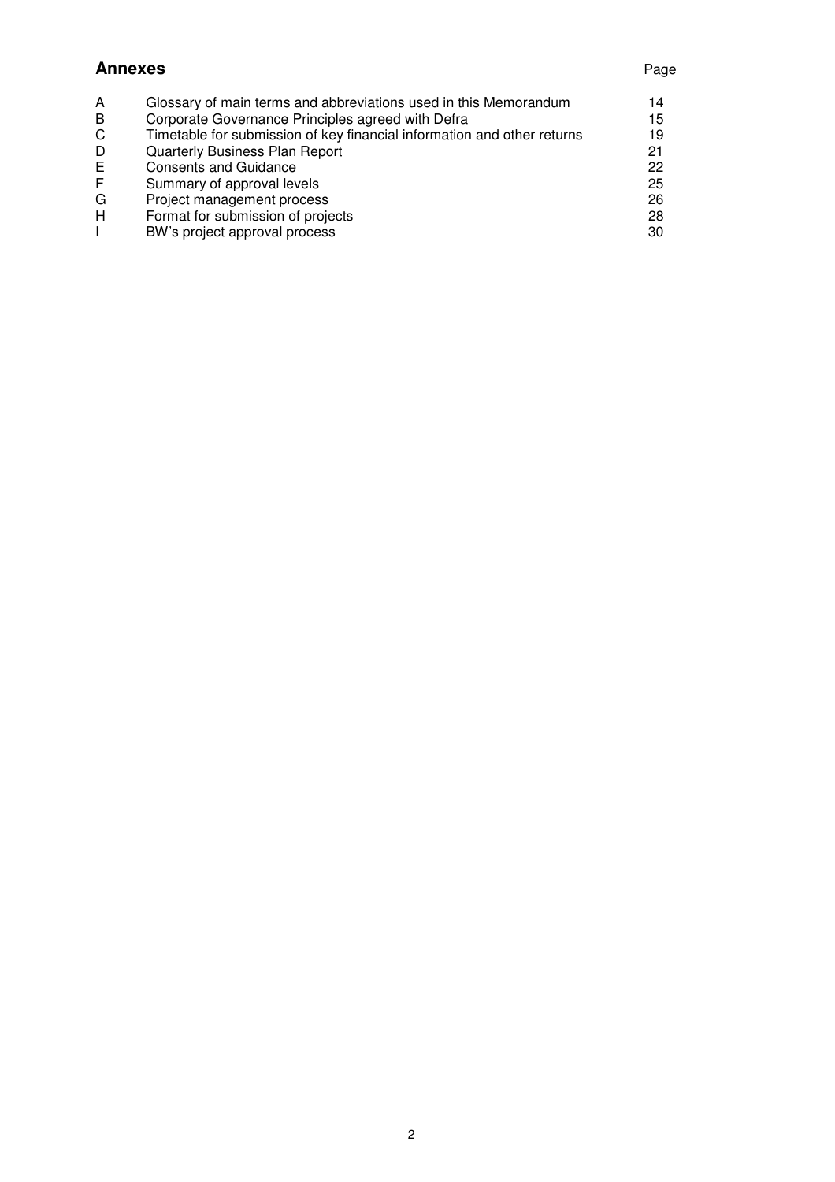## Annexes

| | | Page |
|---|---|---|
| A | Glossary of main terms and abbreviations used in this Memorandum | 14 |
| B | Corporate Governance Principles agreed with Defra | 15 |
| C | Timetable for submission of key financial information and other returns | 19 |
| D | Quarterly Business Plan Report | 21 |
| E | Consents and Guidance | 22 |
| F | Summary of approval levels | 25 |
| G | Project management process | 26 |
| H | Format for submission of projects | 28 |
| I | BW's project approval process | 30 |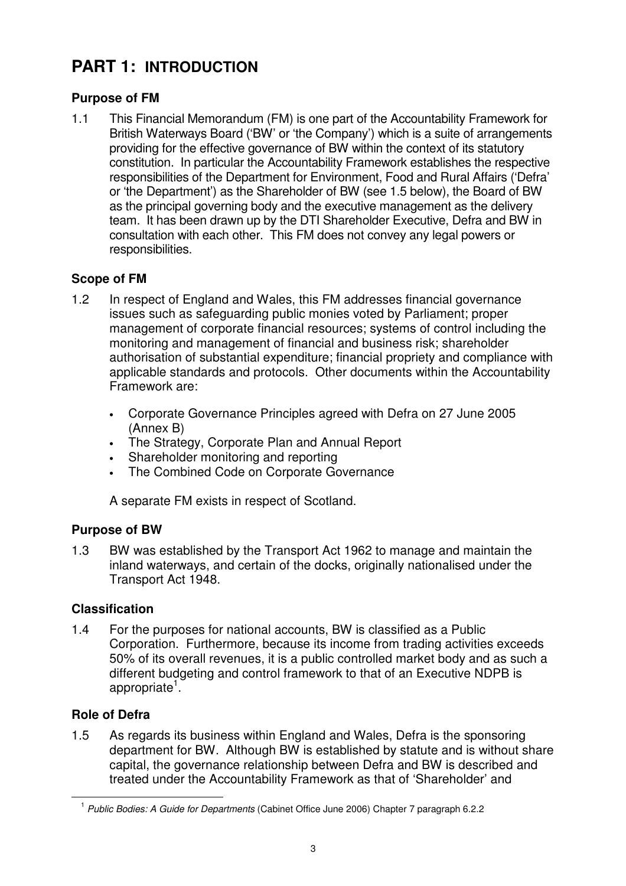# PART 1: INTRODUCTION

### Purpose of FM

1.1 This Financial Memorandum (FM) is one part of the Accountability Framework for British Waterways Board ('BW' or 'the Company') which is a suite of arrangements providing for the effective governance of BW within the context of its statutory constitution. In particular the Accountability Framework establishes the respective responsibilities of the Department for Environment, Food and Rural Affairs ('Defra' or 'the Department') as the Shareholder of BW (see 1.5 below), the Board of BW as the principal governing body and the executive management as the delivery team. It has been drawn up by the DTI Shareholder Executive, Defra and BW in consultation with each other. This FM does not convey any legal powers or responsibilities.

### Scope of FM

1.2 In respect of England and Wales, this FM addresses financial governance issues such as safeguarding public monies voted by Parliament; proper management of corporate financial resources; systems of control including the monitoring and management of financial and business risk; shareholder authorisation of substantial expenditure; financial propriety and compliance with applicable standards and protocols. Other documents within the Accountability Framework are:

- Corporate Governance Principles agreed with Defra on 27 June 2005 (Annex B)
- The Strategy, Corporate Plan and Annual Report
- Shareholder monitoring and reporting
- The Combined Code on Corporate Governance

A separate FM exists in respect of Scotland.

### Purpose of BW

1.3 BW was established by the Transport Act 1962 to manage and maintain the inland waterways, and certain of the docks, originally nationalised under the Transport Act 1948.

### Classification

1.4 For the purposes for national accounts, BW is classified as a Public Corporation. Furthermore, because its income from trading activities exceeds 50% of its overall revenues, it is a public controlled market body and as such a different budgeting and control framework to that of an Executive NDPB is appropriate[1].

### Role of Defra

1.5 As regards its business within England and Wales, Defra is the sponsoring department for BW. Although BW is established by statute and is without share capital, the governance relationship between Defra and BW is described and treated under the Accountability Framework as that of 'Shareholder' and

[1] *Public Bodies: A Guide for Departments* (Cabinet Office June 2006) Chapter 7 paragraph 6.2.2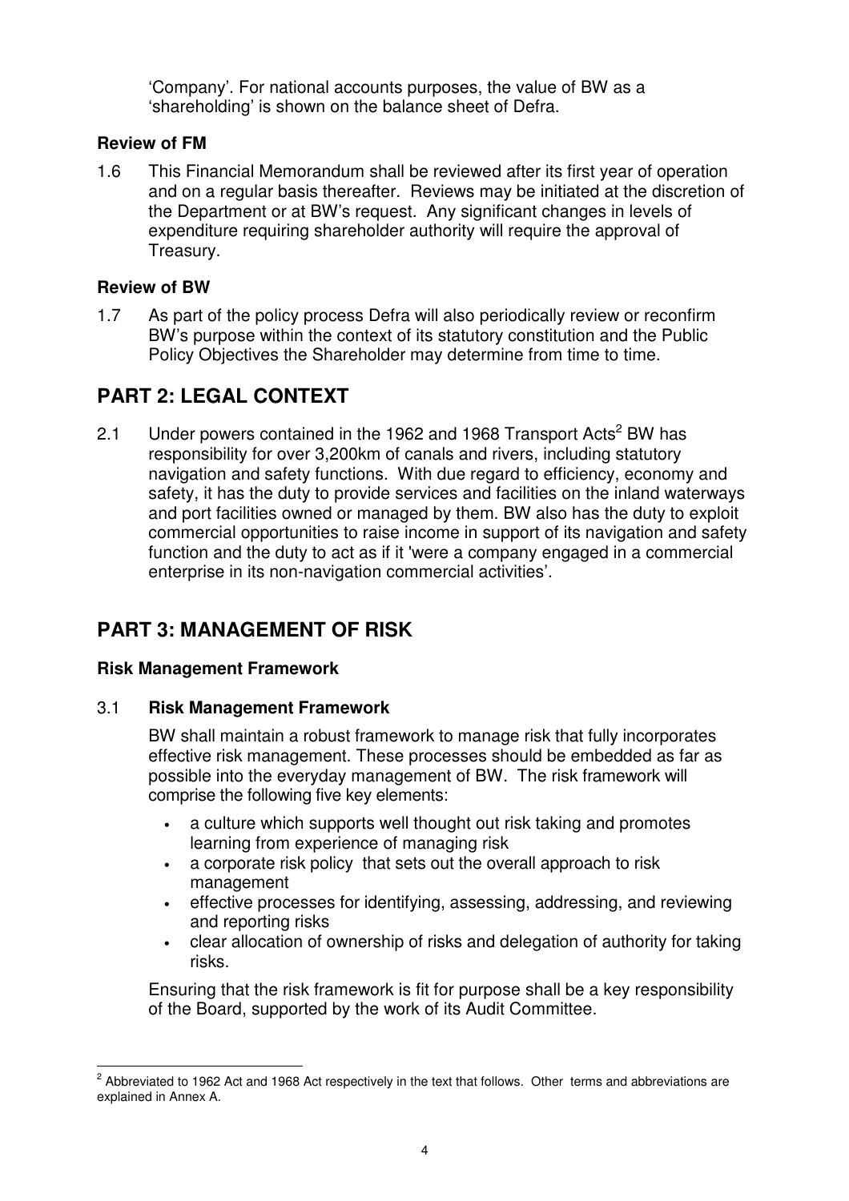'Company'. For national accounts purposes, the value of BW as a 'shareholding' is shown on the balance sheet of Defra.

**Review of FM**

1.6 This Financial Memorandum shall be reviewed after its first year of operation and on a regular basis thereafter. Reviews may be initiated at the discretion of the Department or at BW's request. Any significant changes in levels of expenditure requiring shareholder authority will require the approval of Treasury.

**Review of BW**

1.7 As part of the policy process Defra will also periodically review or reconfirm BW's purpose within the context of its statutory constitution and the Public Policy Objectives the Shareholder may determine from time to time.

## PART 2: LEGAL CONTEXT

2.1 Under powers contained in the 1962 and 1968 Transport Acts[2] BW has responsibility for over 3,200km of canals and rivers, including statutory navigation and safety functions. With due regard to efficiency, economy and safety, it has the duty to provide services and facilities on the inland waterways and port facilities owned or managed by them. BW also has the duty to exploit commercial opportunities to raise income in support of its navigation and safety function and the duty to act as if it 'were a company engaged in a commercial enterprise in its non-navigation commercial activities'.

## PART 3: MANAGEMENT OF RISK

**Risk Management Framework**

3.1 **Risk Management Framework**

BW shall maintain a robust framework to manage risk that fully incorporates effective risk management. These processes should be embedded as far as possible into the everyday management of BW. The risk framework will comprise the following five key elements:

- a culture which supports well thought out risk taking and promotes learning from experience of managing risk
- a corporate risk policy that sets out the overall approach to risk management
- effective processes for identifying, assessing, addressing, and reviewing and reporting risks
- clear allocation of ownership of risks and delegation of authority for taking risks.

Ensuring that the risk framework is fit for purpose shall be a key responsibility of the Board, supported by the work of its Audit Committee.

[2] Abbreviated to 1962 Act and 1968 Act respectively in the text that follows. Other terms and abbreviations are explained in Annex A.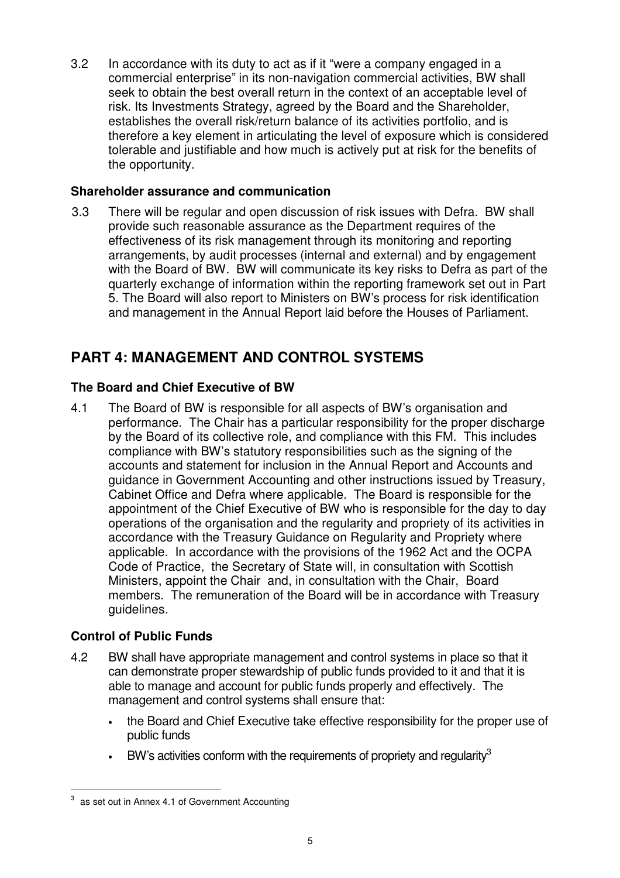3.2 In accordance with its duty to act as if it "were a company engaged in a commercial enterprise" in its non-navigation commercial activities, BW shall seek to obtain the best overall return in the context of an acceptable level of risk. Its Investments Strategy, agreed by the Board and the Shareholder, establishes the overall risk/return balance of its activities portfolio, and is therefore a key element in articulating the level of exposure which is considered tolerable and justifiable and how much is actively put at risk for the benefits of the opportunity.

### Shareholder assurance and communication

3.3 There will be regular and open discussion of risk issues with Defra. BW shall provide such reasonable assurance as the Department requires of the effectiveness of its risk management through its monitoring and reporting arrangements, by audit processes (internal and external) and by engagement with the Board of BW. BW will communicate its key risks to Defra as part of the quarterly exchange of information within the reporting framework set out in Part 5. The Board will also report to Ministers on BW's process for risk identification and management in the Annual Report laid before the Houses of Parliament.

## PART 4: MANAGEMENT AND CONTROL SYSTEMS

### The Board and Chief Executive of BW

4.1 The Board of BW is responsible for all aspects of BW's organisation and performance. The Chair has a particular responsibility for the proper discharge by the Board of its collective role, and compliance with this FM. This includes compliance with BW's statutory responsibilities such as the signing of the accounts and statement for inclusion in the Annual Report and Accounts and guidance in Government Accounting and other instructions issued by Treasury, Cabinet Office and Defra where applicable. The Board is responsible for the appointment of the Chief Executive of BW who is responsible for the day to day operations of the organisation and the regularity and propriety of its activities in accordance with the Treasury Guidance on Regularity and Propriety where applicable. In accordance with the provisions of the 1962 Act and the OCPA Code of Practice, the Secretary of State will, in consultation with Scottish Ministers, appoint the Chair and, in consultation with the Chair, Board members. The remuneration of the Board will be in accordance with Treasury guidelines.

### Control of Public Funds

4.2 BW shall have appropriate management and control systems in place so that it can demonstrate proper stewardship of public funds provided to it and that it is able to manage and account for public funds properly and effectively. The management and control systems shall ensure that:

- the Board and Chief Executive take effective responsibility for the proper use of public funds
- BW's activities conform with the requirements of propriety and regularity[3]

[3] as set out in Annex 4.1 of Government Accounting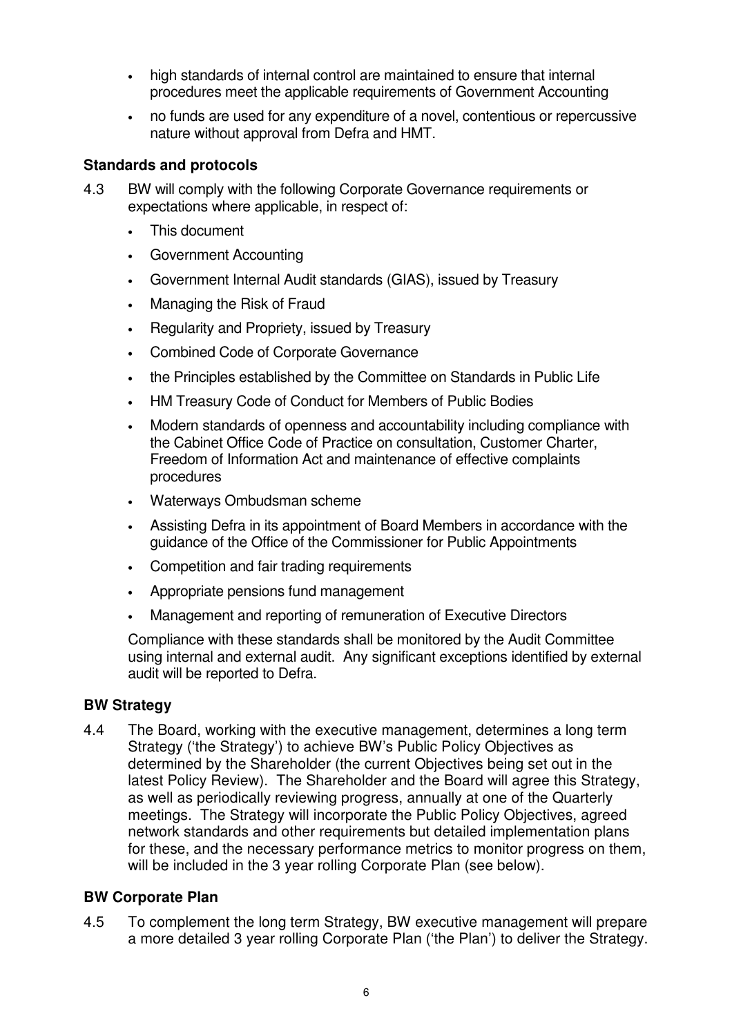- high standards of internal control are maintained to ensure that internal procedures meet the applicable requirements of Government Accounting
- no funds are used for any expenditure of a novel, contentious or repercussive nature without approval from Defra and HMT.

### Standards and protocols

4.3 BW will comply with the following Corporate Governance requirements or expectations where applicable, in respect of:

- This document
- Government Accounting
- Government Internal Audit standards (GIAS), issued by Treasury
- Managing the Risk of Fraud
- Regularity and Propriety, issued by Treasury
- Combined Code of Corporate Governance
- the Principles established by the Committee on Standards in Public Life
- HM Treasury Code of Conduct for Members of Public Bodies
- Modern standards of openness and accountability including compliance with the Cabinet Office Code of Practice on consultation, Customer Charter, Freedom of Information Act and maintenance of effective complaints procedures
- Waterways Ombudsman scheme
- Assisting Defra in its appointment of Board Members in accordance with the guidance of the Office of the Commissioner for Public Appointments
- Competition and fair trading requirements
- Appropriate pensions fund management
- Management and reporting of remuneration of Executive Directors

Compliance with these standards shall be monitored by the Audit Committee using internal and external audit. Any significant exceptions identified by external audit will be reported to Defra.

### BW Strategy

4.4 The Board, working with the executive management, determines a long term Strategy ('the Strategy') to achieve BW's Public Policy Objectives as determined by the Shareholder (the current Objectives being set out in the latest Policy Review). The Shareholder and the Board will agree this Strategy, as well as periodically reviewing progress, annually at one of the Quarterly meetings. The Strategy will incorporate the Public Policy Objectives, agreed network standards and other requirements but detailed implementation plans for these, and the necessary performance metrics to monitor progress on them, will be included in the 3 year rolling Corporate Plan (see below).

### BW Corporate Plan

4.5 To complement the long term Strategy, BW executive management will prepare a more detailed 3 year rolling Corporate Plan ('the Plan') to deliver the Strategy.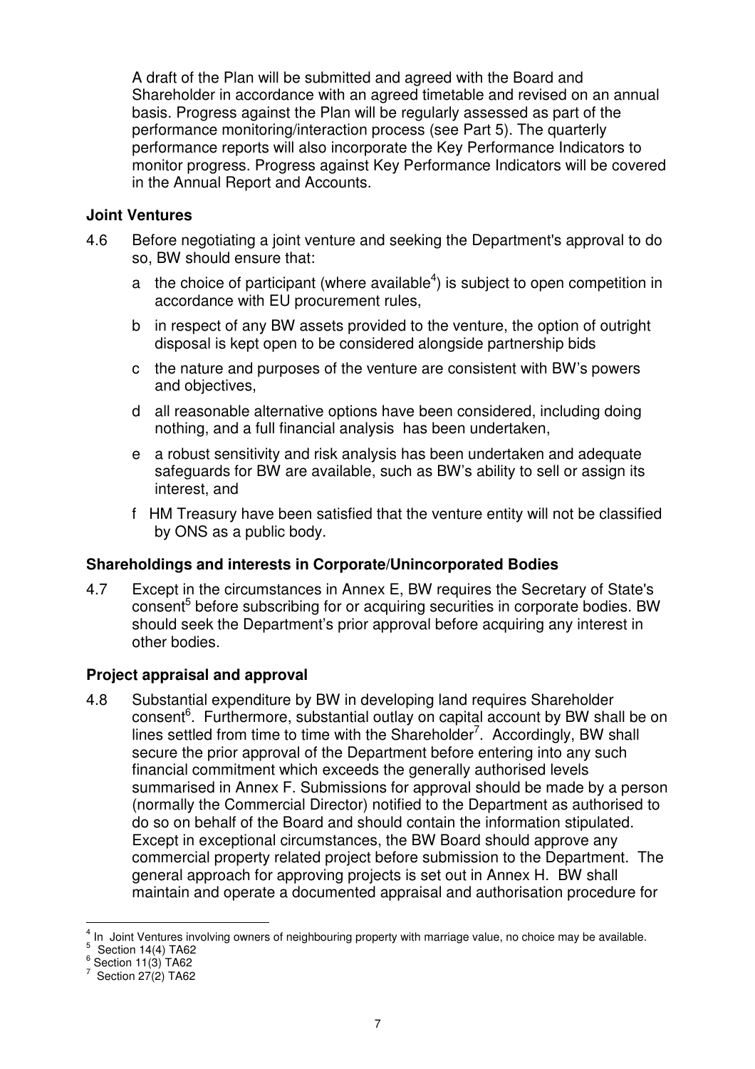A draft of the Plan will be submitted and agreed with the Board and Shareholder in accordance with an agreed timetable and revised on an annual basis. Progress against the Plan will be regularly assessed as part of the performance monitoring/interaction process (see Part 5). The quarterly performance reports will also incorporate the Key Performance Indicators to monitor progress. Progress against Key Performance Indicators will be covered in the Annual Report and Accounts.

### Joint Ventures

4.6 Before negotiating a joint venture and seeking the Department's approval to do so, BW should ensure that:

a the choice of participant (where available[4]) is subject to open competition in accordance with EU procurement rules,

b in respect of any BW assets provided to the venture, the option of outright disposal is kept open to be considered alongside partnership bids

c the nature and purposes of the venture are consistent with BW's powers and objectives,

d all reasonable alternative options have been considered, including doing nothing, and a full financial analysis has been undertaken,

e a robust sensitivity and risk analysis has been undertaken and adequate safeguards for BW are available, such as BW's ability to sell or assign its interest, and

f HM Treasury have been satisfied that the venture entity will not be classified by ONS as a public body.

### Shareholdings and interests in Corporate/Unincorporated Bodies

4.7 Except in the circumstances in Annex E, BW requires the Secretary of State's consent[5] before subscribing for or acquiring securities in corporate bodies. BW should seek the Department's prior approval before acquiring any interest in other bodies.

### Project appraisal and approval

4.8 Substantial expenditure by BW in developing land requires Shareholder consent[6]. Furthermore, substantial outlay on capital account by BW shall be on lines settled from time to time with the Shareholder[7]. Accordingly, BW shall secure the prior approval of the Department before entering into any such financial commitment which exceeds the generally authorised levels summarised in Annex F. Submissions for approval should be made by a person (normally the Commercial Director) notified to the Department as authorised to do so on behalf of the Board and should contain the information stipulated. Except in exceptional circumstances, the BW Board should approve any commercial property related project before submission to the Department. The general approach for approving projects is set out in Annex H. BW shall maintain and operate a documented appraisal and authorisation procedure for

---

[4] In Joint Ventures involving owners of neighbouring property with marriage value, no choice may be available.

[5] Section 14(4) TA62

[6] Section 11(3) TA62

[7] Section 27(2) TA62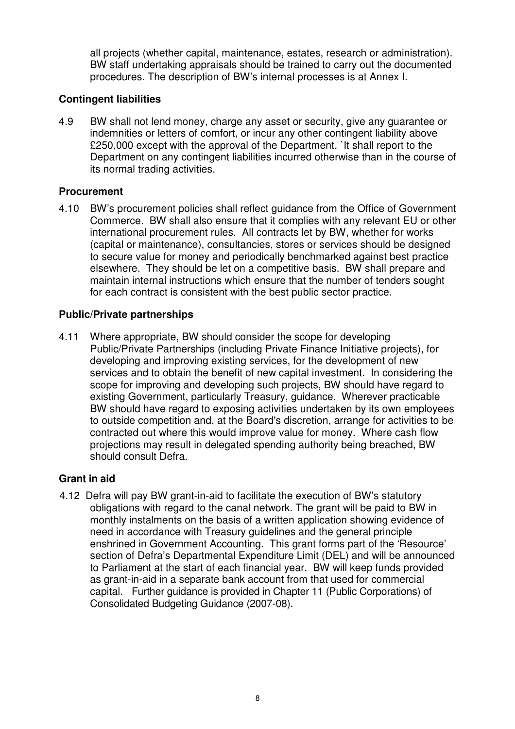all projects (whether capital, maintenance, estates, research or administration). BW staff undertaking appraisals should be trained to carry out the documented procedures. The description of BW's internal processes is at Annex I.

**Contingent liabilities**

4.9 BW shall not lend money, charge any asset or security, give any guarantee or indemnities or letters of comfort, or incur any other contingent liability above £250,000 except with the approval of the Department. `It shall report to the Department on any contingent liabilities incurred otherwise than in the course of its normal trading activities.

**Procurement**

4.10 BW's procurement policies shall reflect guidance from the Office of Government Commerce. BW shall also ensure that it complies with any relevant EU or other international procurement rules. All contracts let by BW, whether for works (capital or maintenance), consultancies, stores or services should be designed to secure value for money and periodically benchmarked against best practice elsewhere. They should be let on a competitive basis. BW shall prepare and maintain internal instructions which ensure that the number of tenders sought for each contract is consistent with the best public sector practice.

**Public/Private partnerships**

4.11 Where appropriate, BW should consider the scope for developing Public/Private Partnerships (including Private Finance Initiative projects), for developing and improving existing services, for the development of new services and to obtain the benefit of new capital investment. In considering the scope for improving and developing such projects, BW should have regard to existing Government, particularly Treasury, guidance. Wherever practicable BW should have regard to exposing activities undertaken by its own employees to outside competition and, at the Board's discretion, arrange for activities to be contracted out where this would improve value for money. Where cash flow projections may result in delegated spending authority being breached, BW should consult Defra.

**Grant in aid**

4.12 Defra will pay BW grant-in-aid to facilitate the execution of BW's statutory obligations with regard to the canal network. The grant will be paid to BW in monthly instalments on the basis of a written application showing evidence of need in accordance with Treasury guidelines and the general principle enshrined in Government Accounting. This grant forms part of the 'Resource' section of Defra's Departmental Expenditure Limit (DEL) and will be announced to Parliament at the start of each financial year. BW will keep funds provided as grant-in-aid in a separate bank account from that used for commercial capital. Further guidance is provided in Chapter 11 (Public Corporations) of Consolidated Budgeting Guidance (2007-08).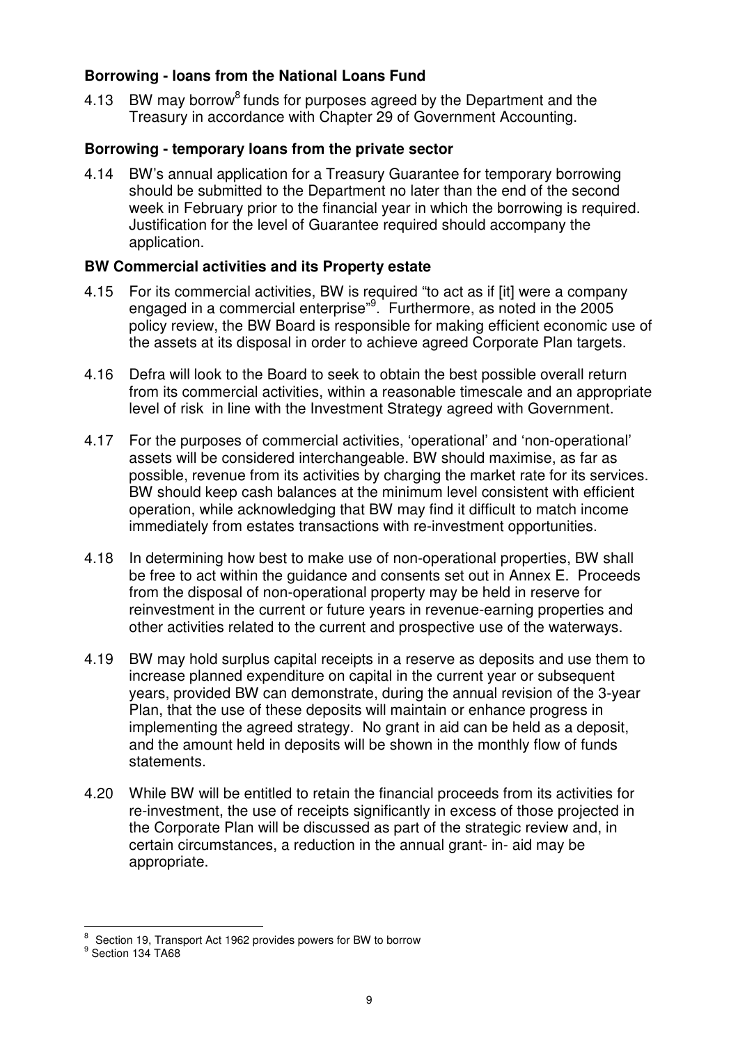**Borrowing - loans from the National Loans Fund**

4.13 BW may borrow[8] funds for purposes agreed by the Department and the Treasury in accordance with Chapter 29 of Government Accounting.

**Borrowing - temporary loans from the private sector**

4.14 BW's annual application for a Treasury Guarantee for temporary borrowing should be submitted to the Department no later than the end of the second week in February prior to the financial year in which the borrowing is required. Justification for the level of Guarantee required should accompany the application.

**BW Commercial activities and its Property estate**

4.15 For its commercial activities, BW is required "to act as if [it] were a company engaged in a commercial enterprise"[9]. Furthermore, as noted in the 2005 policy review, the BW Board is responsible for making efficient economic use of the assets at its disposal in order to achieve agreed Corporate Plan targets.

4.16 Defra will look to the Board to seek to obtain the best possible overall return from its commercial activities, within a reasonable timescale and an appropriate level of risk in line with the Investment Strategy agreed with Government.

4.17 For the purposes of commercial activities, 'operational' and 'non-operational' assets will be considered interchangeable. BW should maximise, as far as possible, revenue from its activities by charging the market rate for its services. BW should keep cash balances at the minimum level consistent with efficient operation, while acknowledging that BW may find it difficult to match income immediately from estates transactions with re-investment opportunities.

4.18 In determining how best to make use of non-operational properties, BW shall be free to act within the guidance and consents set out in Annex E. Proceeds from the disposal of non-operational property may be held in reserve for reinvestment in the current or future years in revenue-earning properties and other activities related to the current and prospective use of the waterways.

4.19 BW may hold surplus capital receipts in a reserve as deposits and use them to increase planned expenditure on capital in the current year or subsequent years, provided BW can demonstrate, during the annual revision of the 3-year Plan, that the use of these deposits will maintain or enhance progress in implementing the agreed strategy. No grant in aid can be held as a deposit, and the amount held in deposits will be shown in the monthly flow of funds statements.

4.20 While BW will be entitled to retain the financial proceeds from its activities for re-investment, the use of receipts significantly in excess of those projected in the Corporate Plan will be discussed as part of the strategic review and, in certain circumstances, a reduction in the annual grant- in- aid may be appropriate.

---

[8] Section 19, Transport Act 1962 provides powers for BW to borrow

[9] Section 134 TA68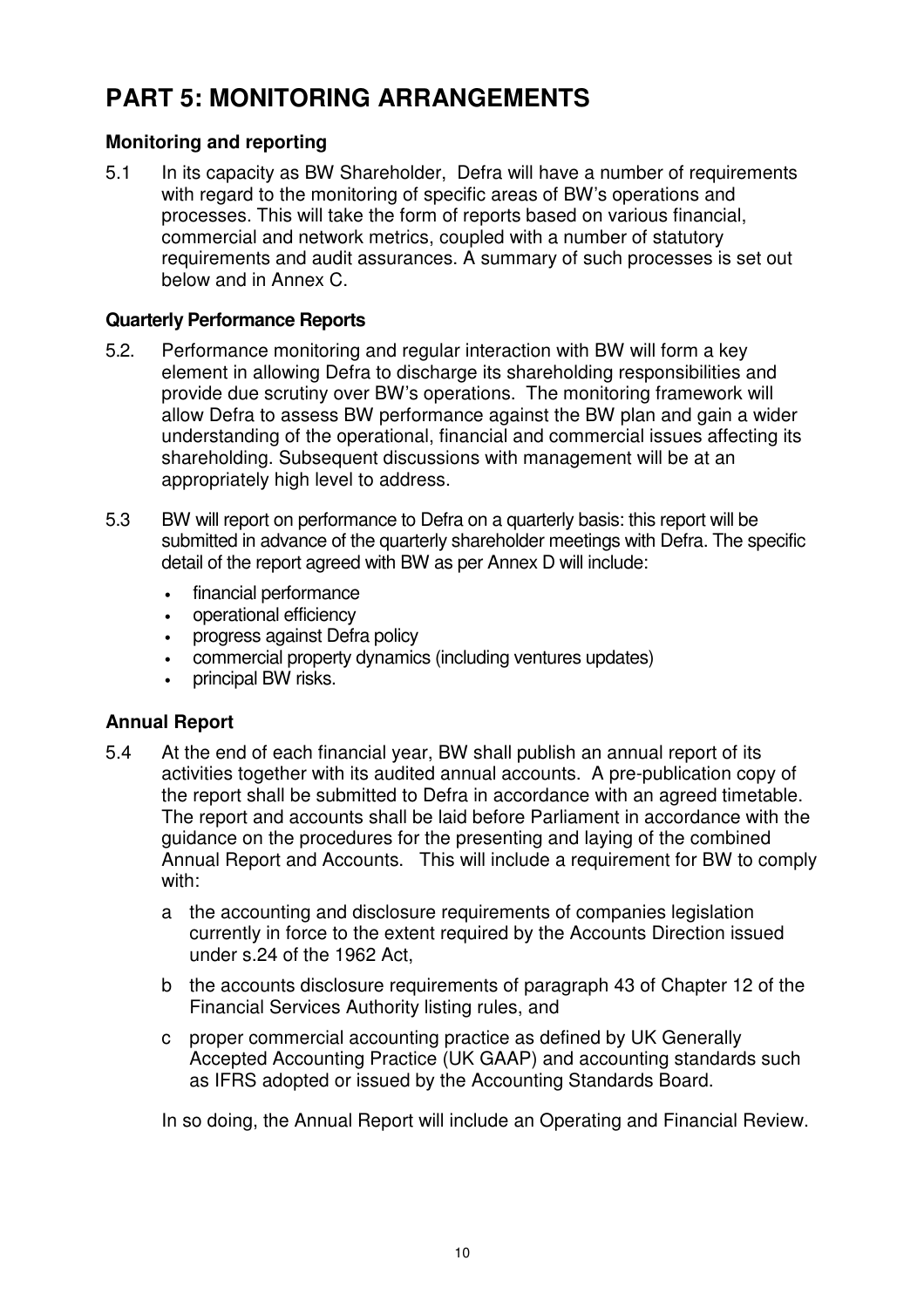# PART 5: MONITORING ARRANGEMENTS

### Monitoring and reporting

5.1 In its capacity as BW Shareholder, Defra will have a number of requirements with regard to the monitoring of specific areas of BW's operations and processes. This will take the form of reports based on various financial, commercial and network metrics, coupled with a number of statutory requirements and audit assurances. A summary of such processes is set out below and in Annex C.

### Quarterly Performance Reports

5.2. Performance monitoring and regular interaction with BW will form a key element in allowing Defra to discharge its shareholding responsibilities and provide due scrutiny over BW's operations. The monitoring framework will allow Defra to assess BW performance against the BW plan and gain a wider understanding of the operational, financial and commercial issues affecting its shareholding. Subsequent discussions with management will be at an appropriately high level to address.

5.3 BW will report on performance to Defra on a quarterly basis: this report will be submitted in advance of the quarterly shareholder meetings with Defra. The specific detail of the report agreed with BW as per Annex D will include:

- financial performance
- operational efficiency
- progress against Defra policy
- commercial property dynamics (including ventures updates)
- principal BW risks.

### Annual Report

5.4 At the end of each financial year, BW shall publish an annual report of its activities together with its audited annual accounts. A pre-publication copy of the report shall be submitted to Defra in accordance with an agreed timetable. The report and accounts shall be laid before Parliament in accordance with the guidance on the procedures for the presenting and laying of the combined Annual Report and Accounts. This will include a requirement for BW to comply with:

a the accounting and disclosure requirements of companies legislation currently in force to the extent required by the Accounts Direction issued under s.24 of the 1962 Act,

b the accounts disclosure requirements of paragraph 43 of Chapter 12 of the Financial Services Authority listing rules, and

c proper commercial accounting practice as defined by UK Generally Accepted Accounting Practice (UK GAAP) and accounting standards such as IFRS adopted or issued by the Accounting Standards Board.

In so doing, the Annual Report will include an Operating and Financial Review.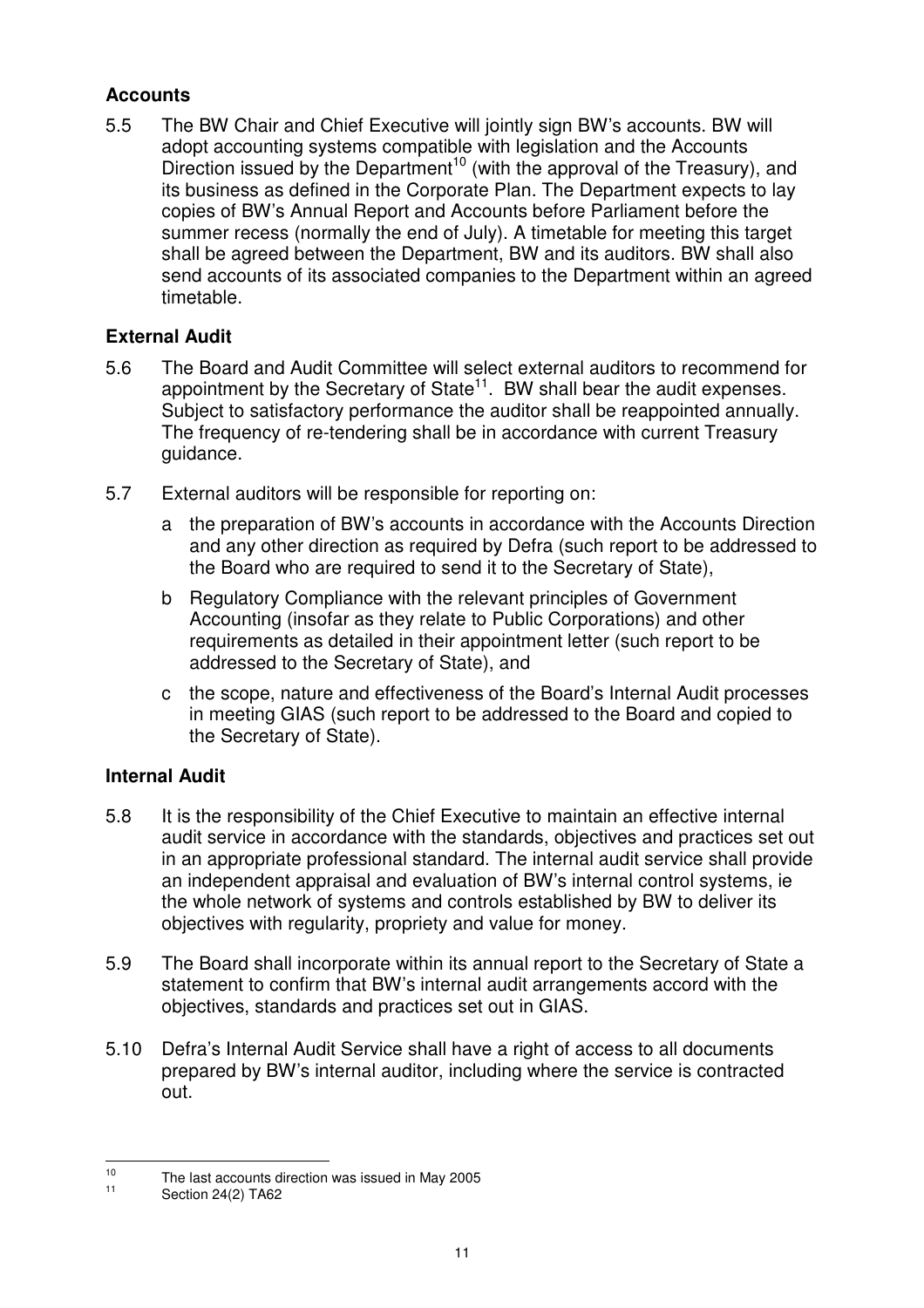## Accounts

5.5 The BW Chair and Chief Executive will jointly sign BW's accounts. BW will adopt accounting systems compatible with legislation and the Accounts Direction issued by the Department[10] (with the approval of the Treasury), and its business as defined in the Corporate Plan. The Department expects to lay copies of BW's Annual Report and Accounts before Parliament before the summer recess (normally the end of July). A timetable for meeting this target shall be agreed between the Department, BW and its auditors. BW shall also send accounts of its associated companies to the Department within an agreed timetable.

## External Audit

5.6 The Board and Audit Committee will select external auditors to recommend for appointment by the Secretary of State[11]. BW shall bear the audit expenses. Subject to satisfactory performance the auditor shall be reappointed annually. The frequency of re-tendering shall be in accordance with current Treasury guidance.

5.7 External auditors will be responsible for reporting on:

a the preparation of BW's accounts in accordance with the Accounts Direction and any other direction as required by Defra (such report to be addressed to the Board who are required to send it to the Secretary of State),

b Regulatory Compliance with the relevant principles of Government Accounting (insofar as they relate to Public Corporations) and other requirements as detailed in their appointment letter (such report to be addressed to the Secretary of State), and

c the scope, nature and effectiveness of the Board's Internal Audit processes in meeting GIAS (such report to be addressed to the Board and copied to the Secretary of State).

## Internal Audit

5.8 It is the responsibility of the Chief Executive to maintain an effective internal audit service in accordance with the standards, objectives and practices set out in an appropriate professional standard. The internal audit service shall provide an independent appraisal and evaluation of BW's internal control systems, ie the whole network of systems and controls established by BW to deliver its objectives with regularity, propriety and value for money.

5.9 The Board shall incorporate within its annual report to the Secretary of State a statement to confirm that BW's internal audit arrangements accord with the objectives, standards and practices set out in GIAS.

5.10 Defra's Internal Audit Service shall have a right of access to all documents prepared by BW's internal auditor, including where the service is contracted out.

---

[10] The last accounts direction was issued in May 2005

[11] Section 24(2) TA62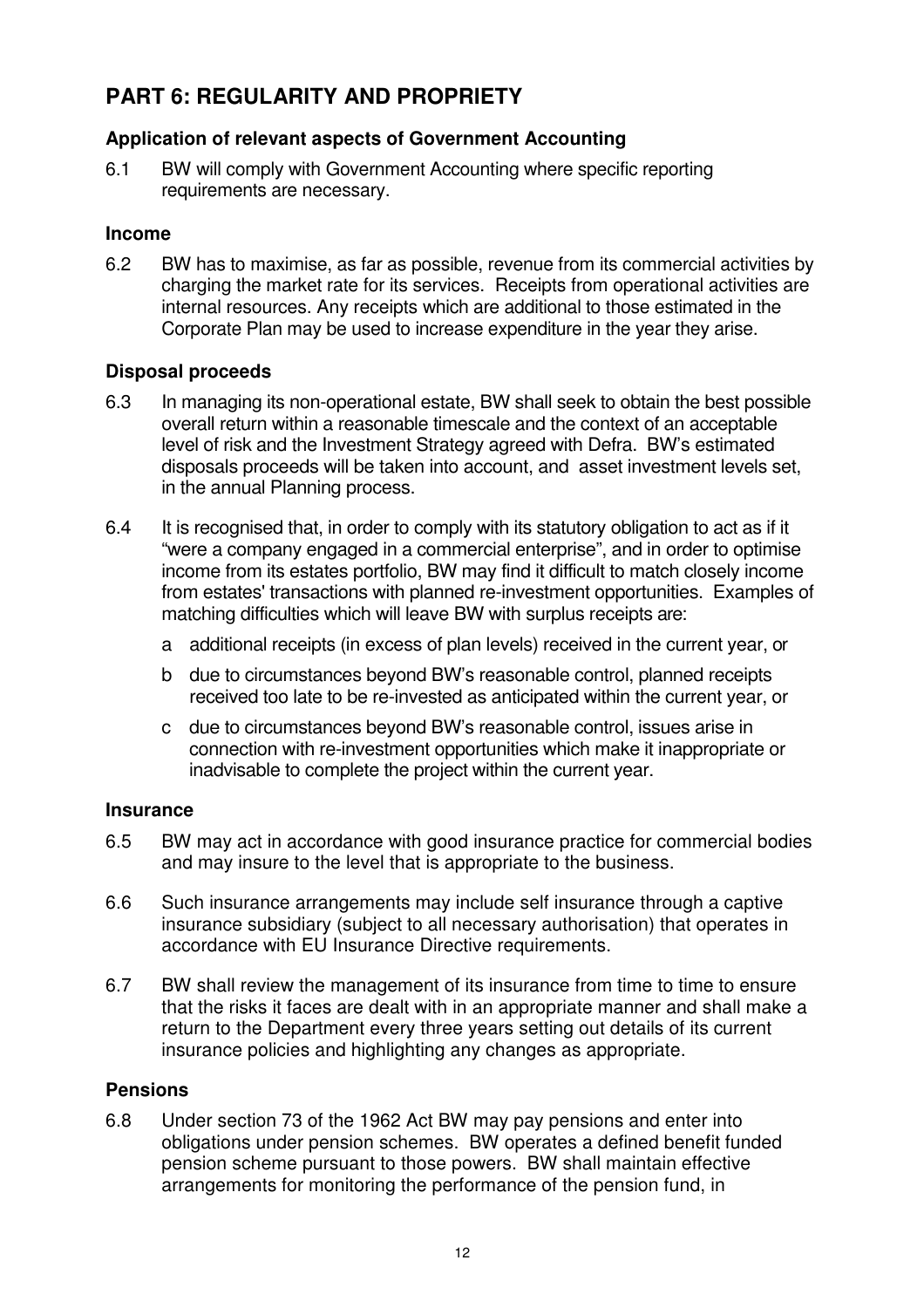## PART 6: REGULARITY AND PROPRIETY

### Application of relevant aspects of Government Accounting

6.1 BW will comply with Government Accounting where specific reporting requirements are necessary.

### Income

6.2 BW has to maximise, as far as possible, revenue from its commercial activities by charging the market rate for its services. Receipts from operational activities are internal resources. Any receipts which are additional to those estimated in the Corporate Plan may be used to increase expenditure in the year they arise.

### Disposal proceeds

6.3 In managing its non-operational estate, BW shall seek to obtain the best possible overall return within a reasonable timescale and the context of an acceptable level of risk and the Investment Strategy agreed with Defra. BW's estimated disposals proceeds will be taken into account, and asset investment levels set, in the annual Planning process.

6.4 It is recognised that, in order to comply with its statutory obligation to act as if it "were a company engaged in a commercial enterprise", and in order to optimise income from its estates portfolio, BW may find it difficult to match closely income from estates' transactions with planned re-investment opportunities. Examples of matching difficulties which will leave BW with surplus receipts are:

a additional receipts (in excess of plan levels) received in the current year, or

b due to circumstances beyond BW's reasonable control, planned receipts received too late to be re-invested as anticipated within the current year, or

c due to circumstances beyond BW's reasonable control, issues arise in connection with re-investment opportunities which make it inappropriate or inadvisable to complete the project within the current year.

### Insurance

6.5 BW may act in accordance with good insurance practice for commercial bodies and may insure to the level that is appropriate to the business.

6.6 Such insurance arrangements may include self insurance through a captive insurance subsidiary (subject to all necessary authorisation) that operates in accordance with EU Insurance Directive requirements.

6.7 BW shall review the management of its insurance from time to time to ensure that the risks it faces are dealt with in an appropriate manner and shall make a return to the Department every three years setting out details of its current insurance policies and highlighting any changes as appropriate.

### Pensions

6.8 Under section 73 of the 1962 Act BW may pay pensions and enter into obligations under pension schemes. BW operates a defined benefit funded pension scheme pursuant to those powers. BW shall maintain effective arrangements for monitoring the performance of the pension fund, in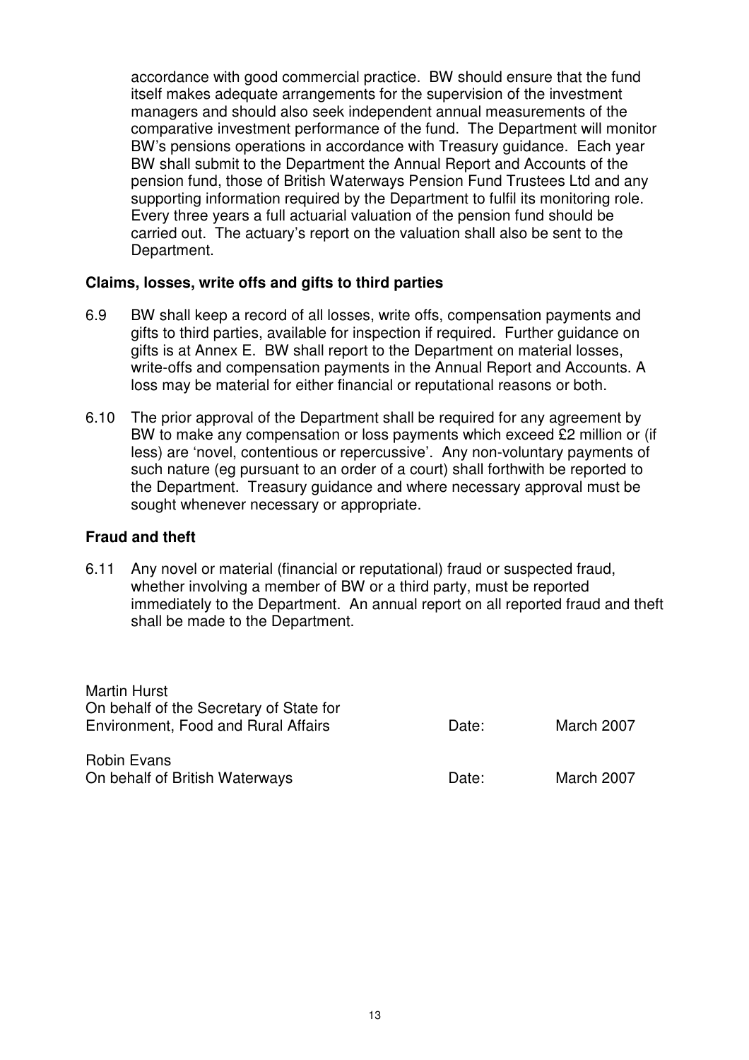accordance with good commercial practice. BW should ensure that the fund itself makes adequate arrangements for the supervision of the investment managers and should also seek independent annual measurements of the comparative investment performance of the fund. The Department will monitor BW's pensions operations in accordance with Treasury guidance. Each year BW shall submit to the Department the Annual Report and Accounts of the pension fund, those of British Waterways Pension Fund Trustees Ltd and any supporting information required by the Department to fulfil its monitoring role. Every three years a full actuarial valuation of the pension fund should be carried out. The actuary's report on the valuation shall also be sent to the Department.

### Claims, losses, write offs and gifts to third parties

6.9 BW shall keep a record of all losses, write offs, compensation payments and gifts to third parties, available for inspection if required. Further guidance on gifts is at Annex E. BW shall report to the Department on material losses, write-offs and compensation payments in the Annual Report and Accounts. A loss may be material for either financial or reputational reasons or both.

6.10 The prior approval of the Department shall be required for any agreement by BW to make any compensation or loss payments which exceed £2 million or (if less) are 'novel, contentious or repercussive'. Any non-voluntary payments of such nature (eg pursuant to an order of a court) shall forthwith be reported to the Department. Treasury guidance and where necessary approval must be sought whenever necessary or appropriate.

### Fraud and theft

6.11 Any novel or material (financial or reputational) fraud or suspected fraud, whether involving a member of BW or a third party, must be reported immediately to the Department. An annual report on all reported fraud and theft shall be made to the Department.

Martin Hurst
On behalf of the Secretary of State for
Environment, Food and Rural Affairs — Date: March 2007

Robin Evans
On behalf of British Waterways — Date: March 2007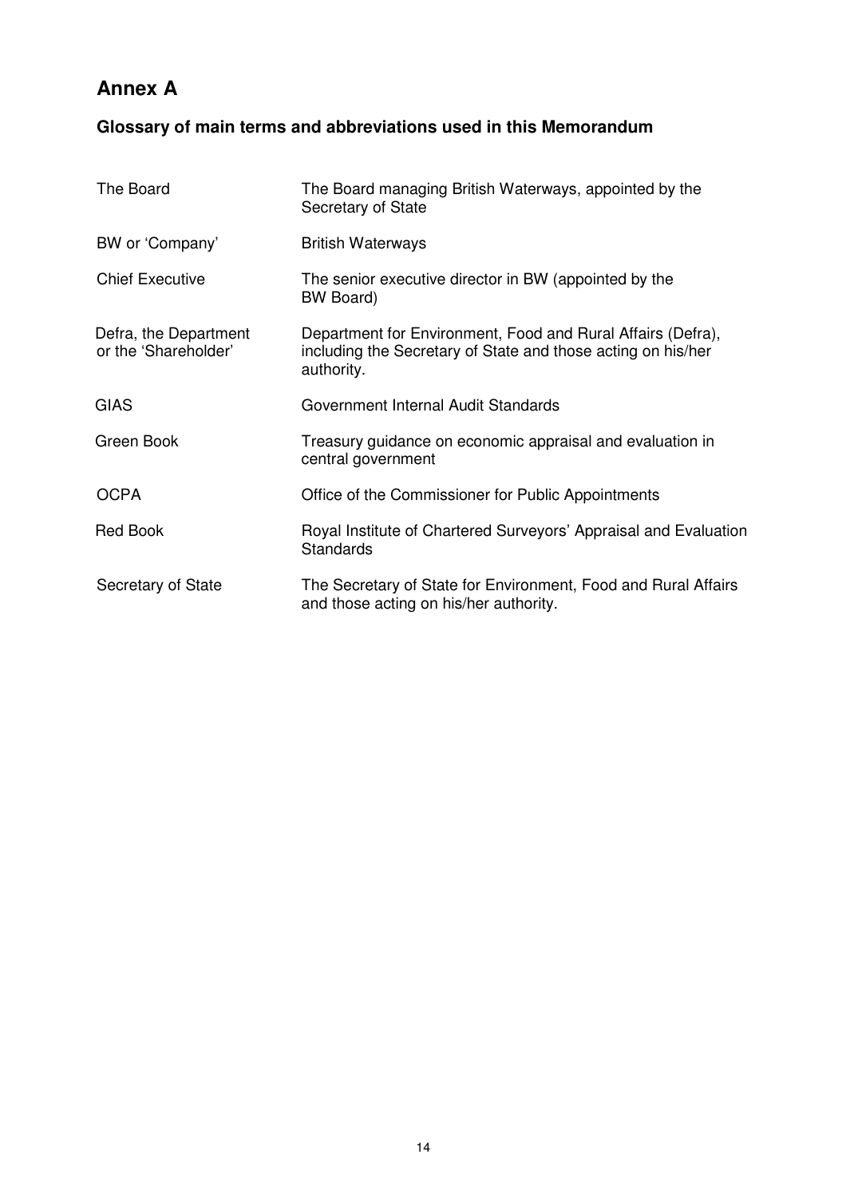# Annex A

## Glossary of main terms and abbreviations used in this Memorandum

| Term | Definition |
| --- | --- |
| The Board | The Board managing British Waterways, appointed by the Secretary of State |
| BW or 'Company' | British Waterways |
| Chief Executive | The senior executive director in BW (appointed by the BW Board) |
| Defra, the Department or the 'Shareholder' | Department for Environment, Food and Rural Affairs (Defra), including the Secretary of State and those acting on his/her authority. |
| GIAS | Government Internal Audit Standards |
| Green Book | Treasury guidance on economic appraisal and evaluation in central government |
| OCPA | Office of the Commissioner for Public Appointments |
| Red Book | Royal Institute of Chartered Surveyors' Appraisal and Evaluation Standards |
| Secretary of State | The Secretary of State for Environment, Food and Rural Affairs and those acting on his/her authority. |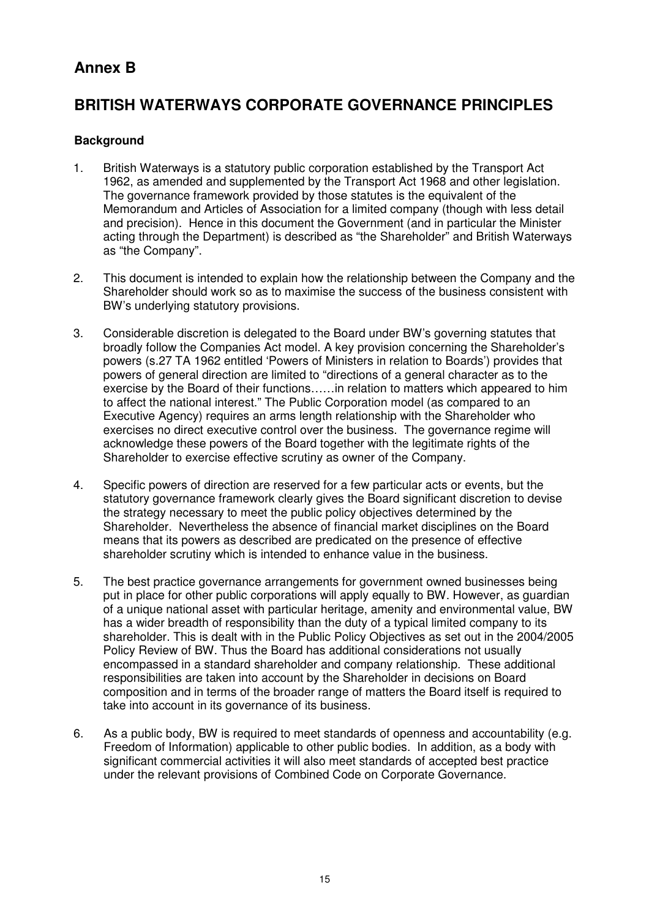# Annex B

## BRITISH WATERWAYS CORPORATE GOVERNANCE PRINCIPLES

### Background

1. British Waterways is a statutory public corporation established by the Transport Act 1962, as amended and supplemented by the Transport Act 1968 and other legislation. The governance framework provided by those statutes is the equivalent of the Memorandum and Articles of Association for a limited company (though with less detail and precision). Hence in this document the Government (and in particular the Minister acting through the Department) is described as "the Shareholder" and British Waterways as "the Company".

2. This document is intended to explain how the relationship between the Company and the Shareholder should work so as to maximise the success of the business consistent with BW's underlying statutory provisions.

3. Considerable discretion is delegated to the Board under BW's governing statutes that broadly follow the Companies Act model. A key provision concerning the Shareholder's powers (s.27 TA 1962 entitled 'Powers of Ministers in relation to Boards') provides that powers of general direction are limited to "directions of a general character as to the exercise by the Board of their functions……in relation to matters which appeared to him to affect the national interest." The Public Corporation model (as compared to an Executive Agency) requires an arms length relationship with the Shareholder who exercises no direct executive control over the business. The governance regime will acknowledge these powers of the Board together with the legitimate rights of the Shareholder to exercise effective scrutiny as owner of the Company.

4. Specific powers of direction are reserved for a few particular acts or events, but the statutory governance framework clearly gives the Board significant discretion to devise the strategy necessary to meet the public policy objectives determined by the Shareholder. Nevertheless the absence of financial market disciplines on the Board means that its powers as described are predicated on the presence of effective shareholder scrutiny which is intended to enhance value in the business.

5. The best practice governance arrangements for government owned businesses being put in place for other public corporations will apply equally to BW. However, as guardian of a unique national asset with particular heritage, amenity and environmental value, BW has a wider breadth of responsibility than the duty of a typical limited company to its shareholder. This is dealt with in the Public Policy Objectives as set out in the 2004/2005 Policy Review of BW. Thus the Board has additional considerations not usually encompassed in a standard shareholder and company relationship. These additional responsibilities are taken into account by the Shareholder in decisions on Board composition and in terms of the broader range of matters the Board itself is required to take into account in its governance of its business.

6. As a public body, BW is required to meet standards of openness and accountability (e.g. Freedom of Information) applicable to other public bodies. In addition, as a body with significant commercial activities it will also meet standards of accepted best practice under the relevant provisions of Combined Code on Corporate Governance.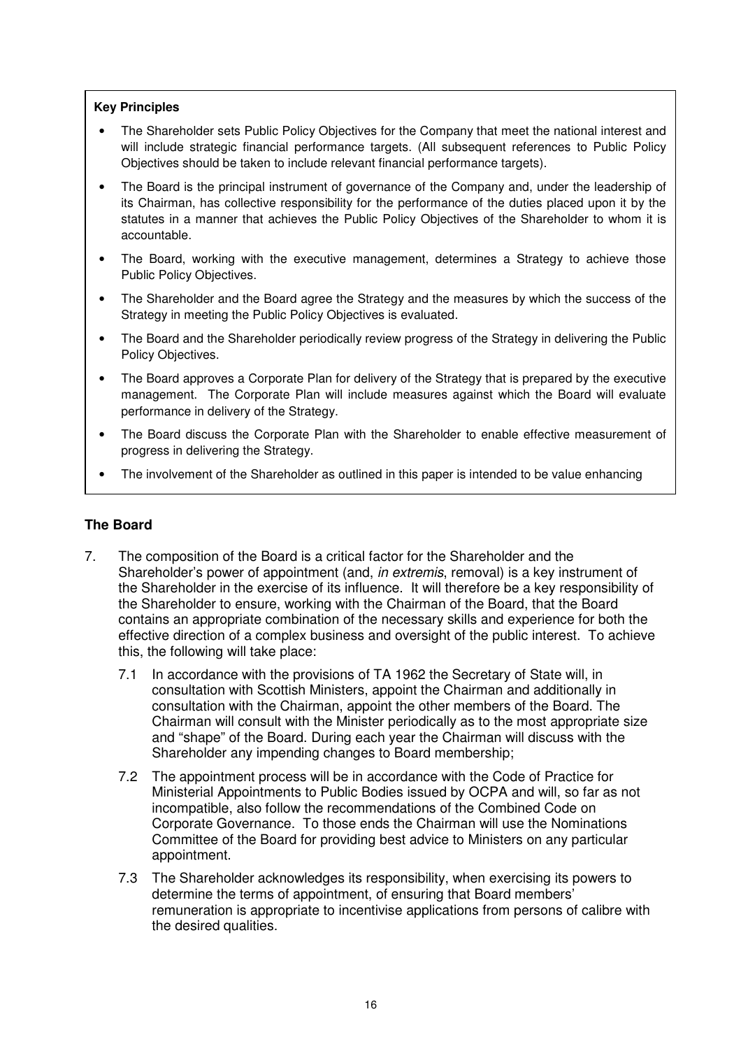**Key Principles**

- The Shareholder sets Public Policy Objectives for the Company that meet the national interest and will include strategic financial performance targets. (All subsequent references to Public Policy Objectives should be taken to include relevant financial performance targets).
- The Board is the principal instrument of governance of the Company and, under the leadership of its Chairman, has collective responsibility for the performance of the duties placed upon it by the statutes in a manner that achieves the Public Policy Objectives of the Shareholder to whom it is accountable.
- The Board, working with the executive management, determines a Strategy to achieve those Public Policy Objectives.
- The Shareholder and the Board agree the Strategy and the measures by which the success of the Strategy in meeting the Public Policy Objectives is evaluated.
- The Board and the Shareholder periodically review progress of the Strategy in delivering the Public Policy Objectives.
- The Board approves a Corporate Plan for delivery of the Strategy that is prepared by the executive management. The Corporate Plan will include measures against which the Board will evaluate performance in delivery of the Strategy.
- The Board discuss the Corporate Plan with the Shareholder to enable effective measurement of progress in delivering the Strategy.
- The involvement of the Shareholder as outlined in this paper is intended to be value enhancing

## The Board

7. The composition of the Board is a critical factor for the Shareholder and the Shareholder's power of appointment (and, *in extremis*, removal) is a key instrument of the Shareholder in the exercise of its influence. It will therefore be a key responsibility of the Shareholder to ensure, working with the Chairman of the Board, that the Board contains an appropriate combination of the necessary skills and experience for both the effective direction of a complex business and oversight of the public interest. To achieve this, the following will take place:

   7.1 In accordance with the provisions of TA 1962 the Secretary of State will, in consultation with Scottish Ministers, appoint the Chairman and additionally in consultation with the Chairman, appoint the other members of the Board. The Chairman will consult with the Minister periodically as to the most appropriate size and "shape" of the Board. During each year the Chairman will discuss with the Shareholder any impending changes to Board membership;

   7.2 The appointment process will be in accordance with the Code of Practice for Ministerial Appointments to Public Bodies issued by OCPA and will, so far as not incompatible, also follow the recommendations of the Combined Code on Corporate Governance. To those ends the Chairman will use the Nominations Committee of the Board for providing best advice to Ministers on any particular appointment.

   7.3 The Shareholder acknowledges its responsibility, when exercising its powers to determine the terms of appointment, of ensuring that Board members' remuneration is appropriate to incentivise applications from persons of calibre with the desired qualities.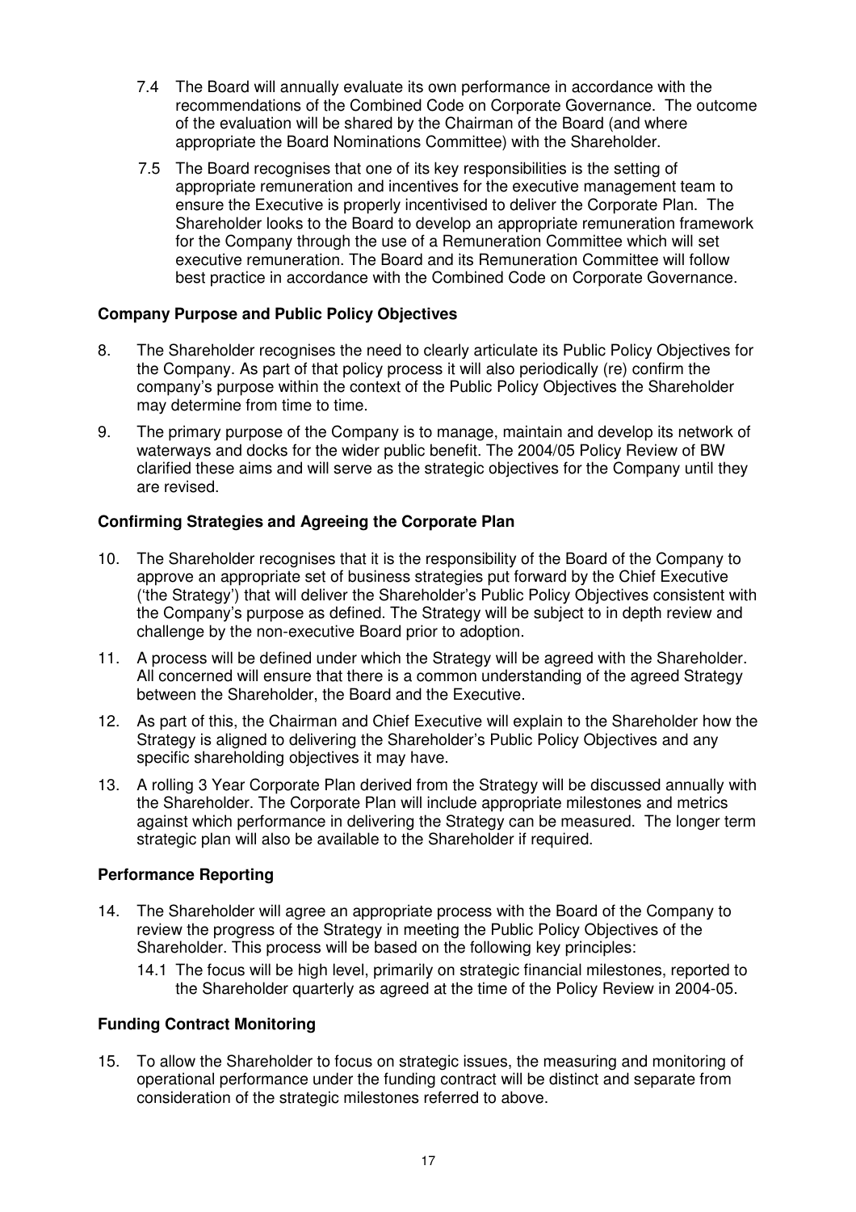7.4 The Board will annually evaluate its own performance in accordance with the recommendations of the Combined Code on Corporate Governance. The outcome of the evaluation will be shared by the Chairman of the Board (and where appropriate the Board Nominations Committee) with the Shareholder.

7.5 The Board recognises that one of its key responsibilities is the setting of appropriate remuneration and incentives for the executive management team to ensure the Executive is properly incentivised to deliver the Corporate Plan. The Shareholder looks to the Board to develop an appropriate remuneration framework for the Company through the use of a Remuneration Committee which will set executive remuneration. The Board and its Remuneration Committee will follow best practice in accordance with the Combined Code on Corporate Governance.

**Company Purpose and Public Policy Objectives**

8. The Shareholder recognises the need to clearly articulate its Public Policy Objectives for the Company. As part of that policy process it will also periodically (re) confirm the company's purpose within the context of the Public Policy Objectives the Shareholder may determine from time to time.

9. The primary purpose of the Company is to manage, maintain and develop its network of waterways and docks for the wider public benefit. The 2004/05 Policy Review of BW clarified these aims and will serve as the strategic objectives for the Company until they are revised.

**Confirming Strategies and Agreeing the Corporate Plan**

10. The Shareholder recognises that it is the responsibility of the Board of the Company to approve an appropriate set of business strategies put forward by the Chief Executive ('the Strategy') that will deliver the Shareholder's Public Policy Objectives consistent with the Company's purpose as defined. The Strategy will be subject to in depth review and challenge by the non-executive Board prior to adoption.

11. A process will be defined under which the Strategy will be agreed with the Shareholder. All concerned will ensure that there is a common understanding of the agreed Strategy between the Shareholder, the Board and the Executive.

12. As part of this, the Chairman and Chief Executive will explain to the Shareholder how the Strategy is aligned to delivering the Shareholder's Public Policy Objectives and any specific shareholding objectives it may have.

13. A rolling 3 Year Corporate Plan derived from the Strategy will be discussed annually with the Shareholder. The Corporate Plan will include appropriate milestones and metrics against which performance in delivering the Strategy can be measured. The longer term strategic plan will also be available to the Shareholder if required.

**Performance Reporting**

14. The Shareholder will agree an appropriate process with the Board of the Company to review the progress of the Strategy in meeting the Public Policy Objectives of the Shareholder. This process will be based on the following key principles:

    14.1 The focus will be high level, primarily on strategic financial milestones, reported to the Shareholder quarterly as agreed at the time of the Policy Review in 2004-05.

**Funding Contract Monitoring**

15. To allow the Shareholder to focus on strategic issues, the measuring and monitoring of operational performance under the funding contract will be distinct and separate from consideration of the strategic milestones referred to above.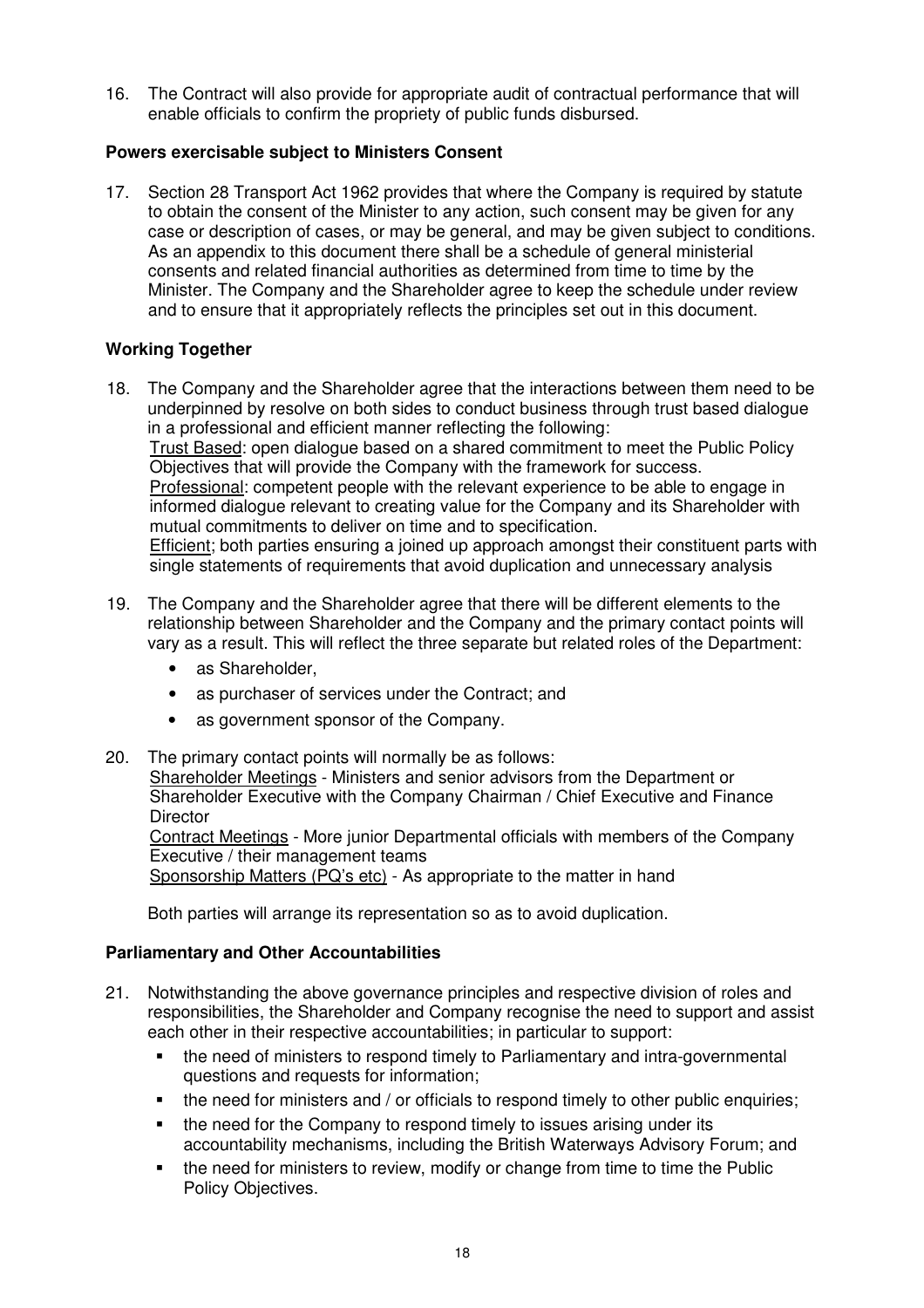16. The Contract will also provide for appropriate audit of contractual performance that will enable officials to confirm the propriety of public funds disbursed.

**Powers exercisable subject to Ministers Consent**

17. Section 28 Transport Act 1962 provides that where the Company is required by statute to obtain the consent of the Minister to any action, such consent may be given for any case or description of cases, or may be general, and may be given subject to conditions. As an appendix to this document there shall be a schedule of general ministerial consents and related financial authorities as determined from time to time by the Minister. The Company and the Shareholder agree to keep the schedule under review and to ensure that it appropriately reflects the principles set out in this document.

**Working Together**

18. The Company and the Shareholder agree that the interactions between them need to be underpinned by resolve on both sides to conduct business through trust based dialogue in a professional and efficient manner reflecting the following:
    <u>Trust Based</u>: open dialogue based on a shared commitment to meet the Public Policy Objectives that will provide the Company with the framework for success.
    <u>Professional</u>: competent people with the relevant experience to be able to engage in informed dialogue relevant to creating value for the Company and its Shareholder with mutual commitments to deliver on time and to specification.
    <u>Efficient</u>; both parties ensuring a joined up approach amongst their constituent parts with single statements of requirements that avoid duplication and unnecessary analysis

19. The Company and the Shareholder agree that there will be different elements to the relationship between Shareholder and the Company and the primary contact points will vary as a result. This will reflect the three separate but related roles of the Department:
    - as Shareholder,
    - as purchaser of services under the Contract; and
    - as government sponsor of the Company.

20. The primary contact points will normally be as follows:
    <u>Shareholder Meetings</u> - Ministers and senior advisors from the Department or Shareholder Executive with the Company Chairman / Chief Executive and Finance Director
    <u>Contract Meetings</u> - More junior Departmental officials with members of the Company Executive / their management teams
    <u>Sponsorship Matters (PQ's etc)</u> - As appropriate to the matter in hand

    Both parties will arrange its representation so as to avoid duplication.

**Parliamentary and Other Accountabilities**

21. Notwithstanding the above governance principles and respective division of roles and responsibilities, the Shareholder and Company recognise the need to support and assist each other in their respective accountabilities; in particular to support:
    - the need of ministers to respond timely to Parliamentary and intra-governmental questions and requests for information;
    - the need for ministers and / or officials to respond timely to other public enquiries;
    - the need for the Company to respond timely to issues arising under its accountability mechanisms, including the British Waterways Advisory Forum; and
    - the need for ministers to review, modify or change from time to time the Public Policy Objectives.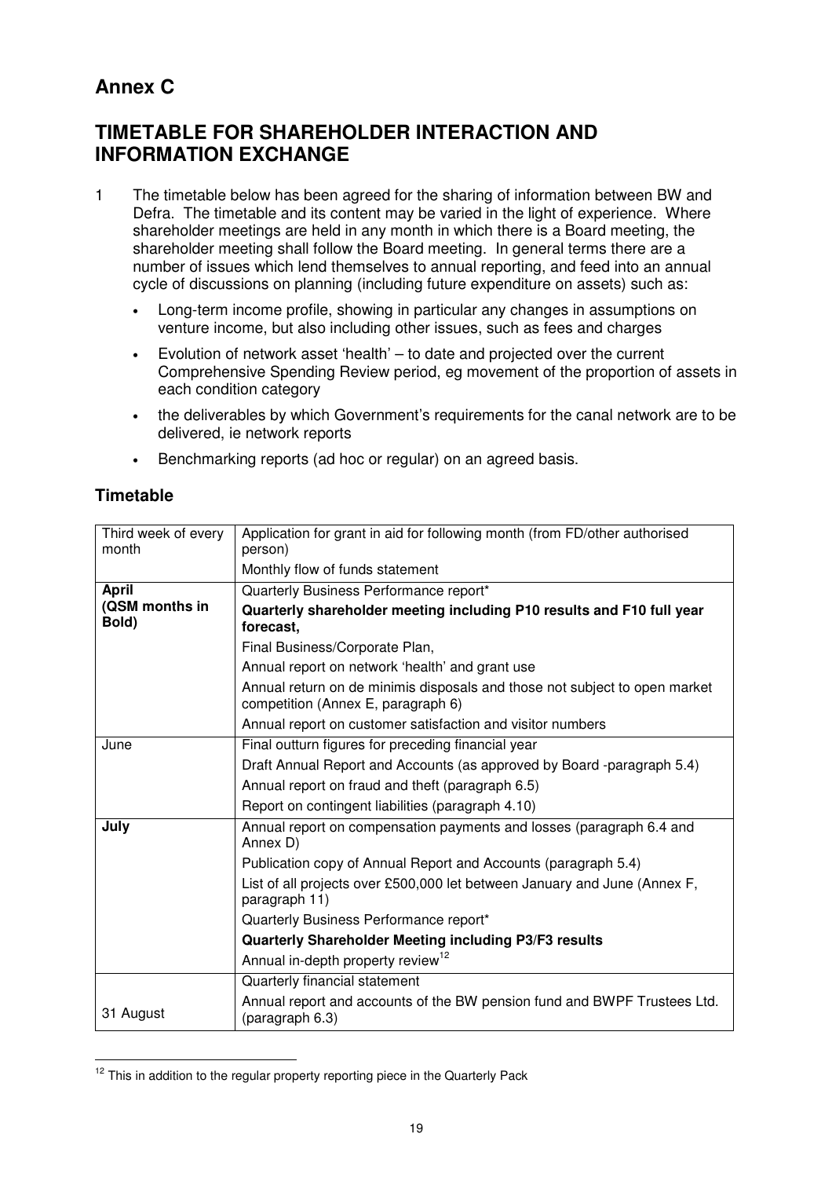# Annex C

## TIMETABLE FOR SHAREHOLDER INTERACTION AND INFORMATION EXCHANGE

1 The timetable below has been agreed for the sharing of information between BW and Defra. The timetable and its content may be varied in the light of experience. Where shareholder meetings are held in any month in which there is a Board meeting, the shareholder meeting shall follow the Board meeting. In general terms there are a number of issues which lend themselves to annual reporting, and feed into an annual cycle of discussions on planning (including future expenditure on assets) such as:

- Long-term income profile, showing in particular any changes in assumptions on venture income, but also including other issues, such as fees and charges
- Evolution of network asset 'health' – to date and projected over the current Comprehensive Spending Review period, eg movement of the proportion of assets in each condition category
- the deliverables by which Government's requirements for the canal network are to be delivered, ie network reports
- Benchmarking reports (ad hoc or regular) on an agreed basis.

### Timetable

| | |
|---|---|
| Third week of every month | Application for grant in aid for following month (from FD/other authorised person)<br>Monthly flow of funds statement |
| **April**<br>**(QSM months in Bold)** | Quarterly Business Performance report*<br>**Quarterly shareholder meeting including P10 results and F10 full year forecast,**<br>Final Business/Corporate Plan,<br>Annual report on network 'health' and grant use<br>Annual return on de minimis disposals and those not subject to open market competition (Annex E, paragraph 6)<br>Annual report on customer satisfaction and visitor numbers |
| June | Final outturn figures for preceding financial year<br>Draft Annual Report and Accounts (as approved by Board -paragraph 5.4)<br>Annual report on fraud and theft (paragraph 6.5)<br>Report on contingent liabilities (paragraph 4.10) |
| **July** | Annual report on compensation payments and losses (paragraph 6.4 and Annex D)<br>Publication copy of Annual Report and Accounts (paragraph 5.4)<br>List of all projects over £500,000 let between January and June (Annex F, paragraph 11)<br>Quarterly Business Performance report*<br>**Quarterly Shareholder Meeting including P3/F3 results**<br>Annual in-depth property review[12] |
| 31 August | Quarterly financial statement<br>Annual report and accounts of the BW pension fund and BWPF Trustees Ltd. (paragraph 6.3) |

[12] This in addition to the regular property reporting piece in the Quarterly Pack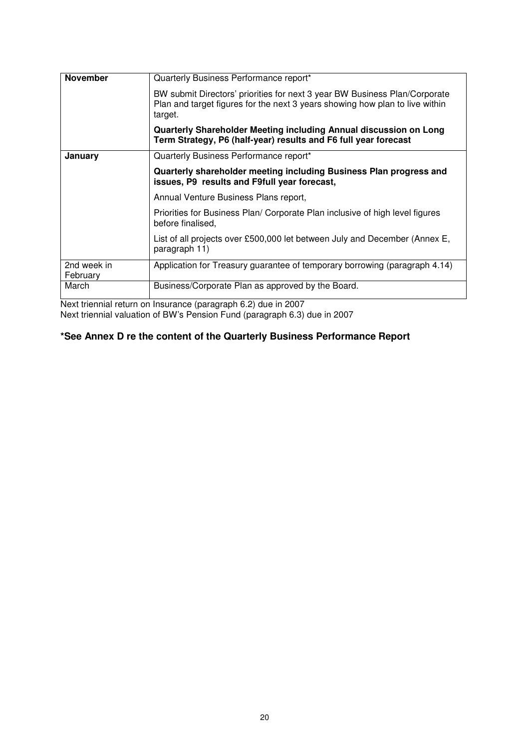| | |
|---|---|
| **November** | Quarterly Business Performance report* <br><br> BW submit Directors' priorities for next 3 year BW Business Plan/Corporate Plan and target figures for the next 3 years showing how plan to live within target. <br><br> **Quarterly Shareholder Meeting including Annual discussion on Long Term Strategy, P6 (half-year) results and F6 full year forecast** |
| **January** | Quarterly Business Performance report* <br><br> **Quarterly shareholder meeting including Business Plan progress and issues, P9 results and F9full year forecast,** <br><br> Annual Venture Business Plans report, <br><br> Priorities for Business Plan/ Corporate Plan inclusive of high level figures before finalised, <br><br> List of all projects over £500,000 let between July and December (Annex E, paragraph 11) |
| 2nd week in February | Application for Treasury guarantee of temporary borrowing (paragraph 4.14) |
| March | Business/Corporate Plan as approved by the Board. |

Next triennial return on Insurance (paragraph 6.2) due in 2007
Next triennial valuation of BW's Pension Fund (paragraph 6.3) due in 2007

**\*See Annex D re the content of the Quarterly Business Performance Report**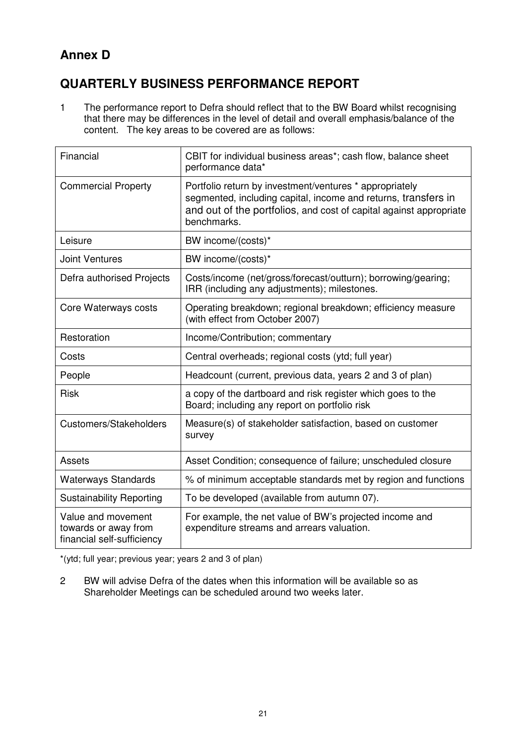## Annex D

## QUARTERLY BUSINESS PERFORMANCE REPORT

1 The performance report to Defra should reflect that to the BW Board whilst recognising that there may be differences in the level of detail and overall emphasis/balance of the content. The key areas to be covered are as follows:

| | |
|---|---|
| Financial | CBIT for individual business areas*; cash flow, balance sheet performance data* |
| Commercial Property | Portfolio return by investment/ventures * appropriately segmented, including capital, income and returns, transfers in and out of the portfolios, and cost of capital against appropriate benchmarks. |
| Leisure | BW income/(costs)* |
| Joint Ventures | BW income/(costs)* |
| Defra authorised Projects | Costs/income (net/gross/forecast/outturn); borrowing/gearing; IRR (including any adjustments); milestones. |
| Core Waterways costs | Operating breakdown; regional breakdown; efficiency measure (with effect from October 2007) |
| Restoration | Income/Contribution; commentary |
| Costs | Central overheads; regional costs (ytd; full year) |
| People | Headcount (current, previous data, years 2 and 3 of plan) |
| Risk | a copy of the dartboard and risk register which goes to the Board; including any report on portfolio risk |
| Customers/Stakeholders | Measure(s) of stakeholder satisfaction, based on customer survey |
| Assets | Asset Condition; consequence of failure; unscheduled closure |
| Waterways Standards | % of minimum acceptable standards met by region and functions |
| Sustainability Reporting | To be developed (available from autumn 07). |
| Value and movement towards or away from financial self-sufficiency | For example, the net value of BW's projected income and expenditure streams and arrears valuation. |

*(ytd; full year; previous year; years 2 and 3 of plan)

2 BW will advise Defra of the dates when this information will be available so as Shareholder Meetings can be scheduled around two weeks later.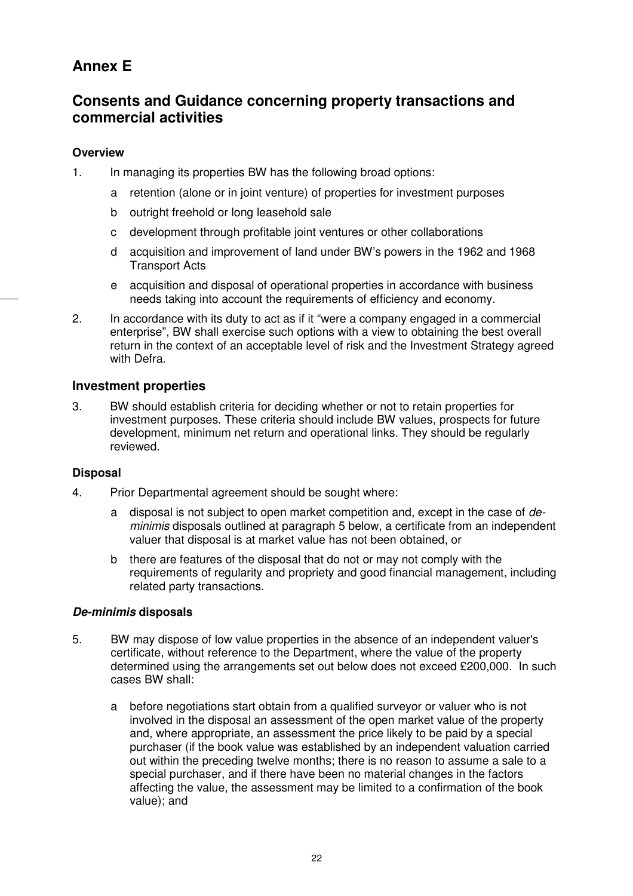# Annex E

## Consents and Guidance concerning property transactions and commercial activities

**Overview**

1. In managing its properties BW has the following broad options:

   a retention (alone or in joint venture) of properties for investment purposes

   b outright freehold or long leasehold sale

   c development through profitable joint ventures or other collaborations

   d acquisition and improvement of land under BW's powers in the 1962 and 1968 Transport Acts

   e acquisition and disposal of operational properties in accordance with business needs taking into account the requirements of efficiency and economy.

2. In accordance with its duty to act as if it "were a company engaged in a commercial enterprise", BW shall exercise such options with a view to obtaining the best overall return in the context of an acceptable level of risk and the Investment Strategy agreed with Defra.

### Investment properties

3. BW should establish criteria for deciding whether or not to retain properties for investment purposes. These criteria should include BW values, prospects for future development, minimum net return and operational links. They should be regularly reviewed.

**Disposal**

4. Prior Departmental agreement should be sought where:

   a disposal is not subject to open market competition and, except in the case of *de-minimis* disposals outlined at paragraph 5 below, a certificate from an independent valuer that disposal is at market value has not been obtained, or

   b there are features of the disposal that do not or may not comply with the requirements of regularity and propriety and good financial management, including related party transactions.

***De-minimis* disposals**

5. BW may dispose of low value properties in the absence of an independent valuer's certificate, without reference to the Department, where the value of the property determined using the arrangements set out below does not exceed £200,000. In such cases BW shall:

   a before negotiations start obtain from a qualified surveyor or valuer who is not involved in the disposal an assessment of the open market value of the property and, where appropriate, an assessment the price likely to be paid by a special purchaser (if the book value was established by an independent valuation carried out within the preceding twelve months; there is no reason to assume a sale to a special purchaser, and if there have been no material changes in the factors affecting the value, the assessment may be limited to a confirmation of the book value); and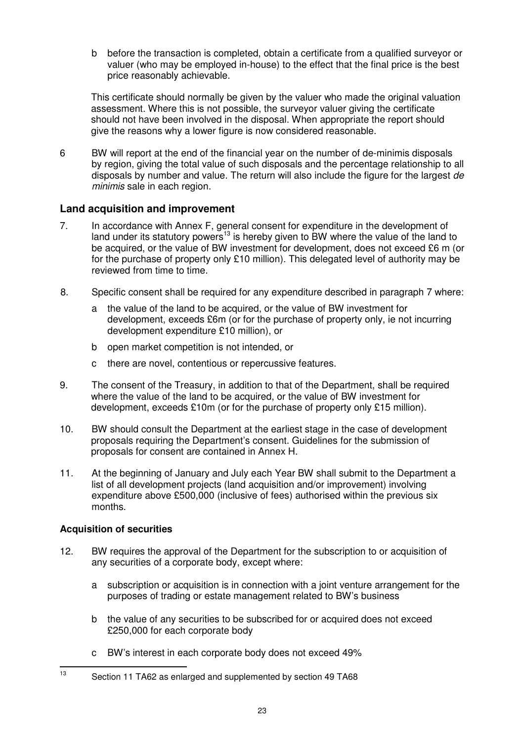b before the transaction is completed, obtain a certificate from a qualified surveyor or valuer (who may be employed in-house) to the effect that the final price is the best price reasonably achievable.

This certificate should normally be given by the valuer who made the original valuation assessment. Where this is not possible, the surveyor valuer giving the certificate should not have been involved in the disposal. When appropriate the report should give the reasons why a lower figure is now considered reasonable.

6 BW will report at the end of the financial year on the number of de-minimis disposals by region, giving the total value of such disposals and the percentage relationship to all disposals by number and value. The return will also include the figure for the largest *de minimis* sale in each region.

## Land acquisition and improvement

7. In accordance with Annex F, general consent for expenditure in the development of land under its statutory powers[13] is hereby given to BW where the value of the land to be acquired, or the value of BW investment for development, does not exceed £6 m (or for the purchase of property only £10 million). This delegated level of authority may be reviewed from time to time.

8. Specific consent shall be required for any expenditure described in paragraph 7 where:

   a the value of the land to be acquired, or the value of BW investment for development, exceeds £6m (or for the purchase of property only, ie not incurring development expenditure £10 million), or

   b open market competition is not intended, or

   c there are novel, contentious or repercussive features.

9. The consent of the Treasury, in addition to that of the Department, shall be required where the value of the land to be acquired, or the value of BW investment for development, exceeds £10m (or for the purchase of property only £15 million).

10. BW should consult the Department at the earliest stage in the case of development proposals requiring the Department's consent. Guidelines for the submission of proposals for consent are contained in Annex H.

11. At the beginning of January and July each Year BW shall submit to the Department a list of all development projects (land acquisition and/or improvement) involving expenditure above £500,000 (inclusive of fees) authorised within the previous six months.

### Acquisition of securities

12. BW requires the approval of the Department for the subscription to or acquisition of any securities of a corporate body, except where:

   a subscription or acquisition is in connection with a joint venture arrangement for the purposes of trading or estate management related to BW's business

   b the value of any securities to be subscribed for or acquired does not exceed £250,000 for each corporate body

   c BW's interest in each corporate body does not exceed 49%

---

[13] Section 11 TA62 as enlarged and supplemented by section 49 TA68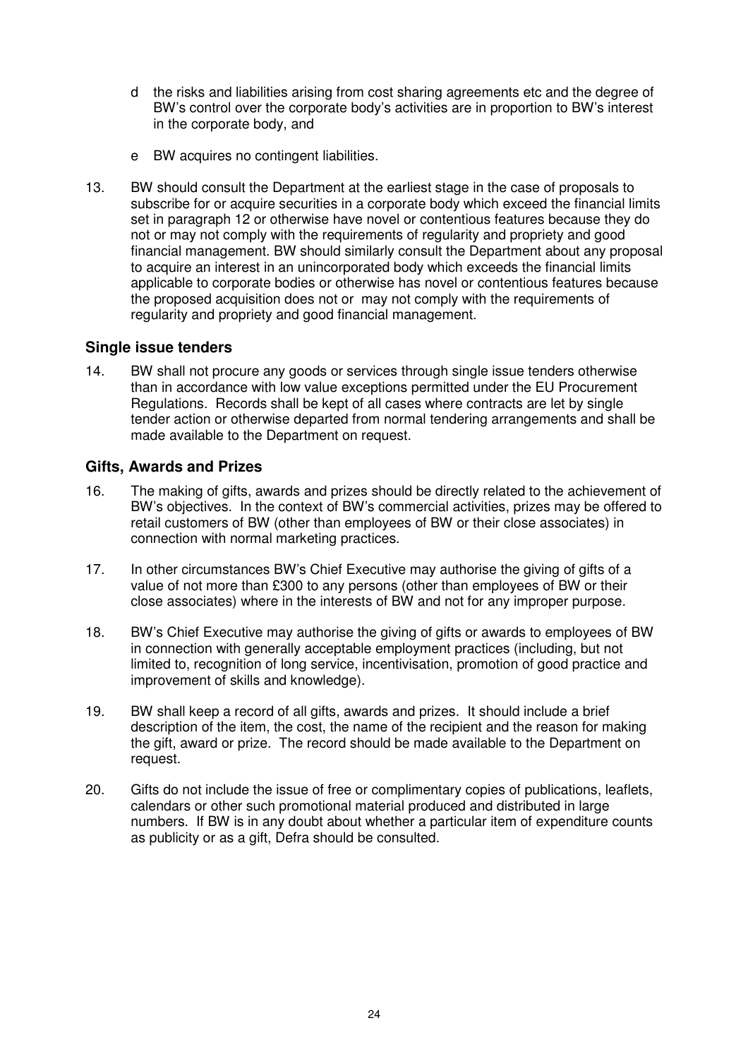d the risks and liabilities arising from cost sharing agreements etc and the degree of BW's control over the corporate body's activities are in proportion to BW's interest in the corporate body, and

e BW acquires no contingent liabilities.

13. BW should consult the Department at the earliest stage in the case of proposals to subscribe for or acquire securities in a corporate body which exceed the financial limits set in paragraph 12 or otherwise have novel or contentious features because they do not or may not comply with the requirements of regularity and propriety and good financial management. BW should similarly consult the Department about any proposal to acquire an interest in an unincorporated body which exceeds the financial limits applicable to corporate bodies or otherwise has novel or contentious features because the proposed acquisition does not or may not comply with the requirements of regularity and propriety and good financial management.

### Single issue tenders

14. BW shall not procure any goods or services through single issue tenders otherwise than in accordance with low value exceptions permitted under the EU Procurement Regulations. Records shall be kept of all cases where contracts are let by single tender action or otherwise departed from normal tendering arrangements and shall be made available to the Department on request.

### Gifts, Awards and Prizes

16. The making of gifts, awards and prizes should be directly related to the achievement of BW's objectives. In the context of BW's commercial activities, prizes may be offered to retail customers of BW (other than employees of BW or their close associates) in connection with normal marketing practices.

17. In other circumstances BW's Chief Executive may authorise the giving of gifts of a value of not more than £300 to any persons (other than employees of BW or their close associates) where in the interests of BW and not for any improper purpose.

18. BW's Chief Executive may authorise the giving of gifts or awards to employees of BW in connection with generally acceptable employment practices (including, but not limited to, recognition of long service, incentivisation, promotion of good practice and improvement of skills and knowledge).

19. BW shall keep a record of all gifts, awards and prizes. It should include a brief description of the item, the cost, the name of the recipient and the reason for making the gift, award or prize. The record should be made available to the Department on request.

20. Gifts do not include the issue of free or complimentary copies of publications, leaflets, calendars or other such promotional material produced and distributed in large numbers. If BW is in any doubt about whether a particular item of expenditure counts as publicity or as a gift, Defra should be consulted.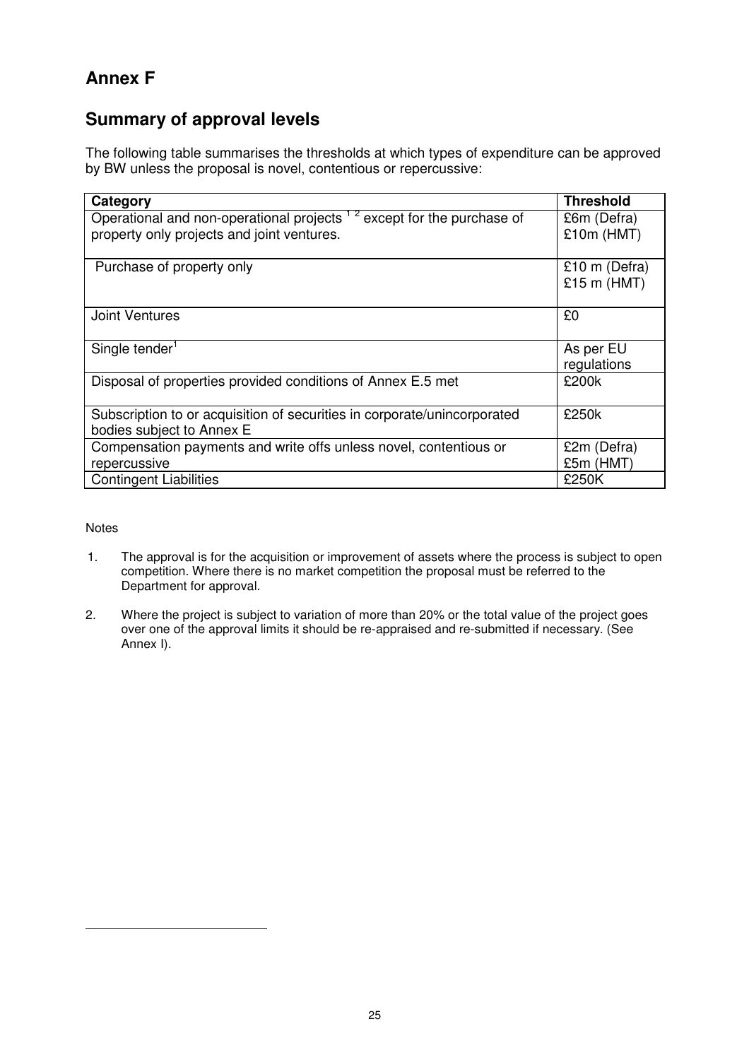# Annex F

## Summary of approval levels

The following table summarises the thresholds at which types of expenditure can be approved by BW unless the proposal is novel, contentious or repercussive:

| Category | Threshold |
|---|---|
| Operational and non-operational projects [1 2] except for the purchase of property only projects and joint ventures. | £6m (Defra)<br>£10m (HMT) |
| Purchase of property only | £10 m (Defra)<br>£15 m (HMT) |
| Joint Ventures | £0 |
| Single tender[1] | As per EU regulations |
| Disposal of properties provided conditions of Annex E.5 met | £200k |
| Subscription to or acquisition of securities in corporate/unincorporated bodies subject to Annex E | £250k |
| Compensation payments and write offs unless novel, contentious or repercussive | £2m (Defra)<br>£5m (HMT) |
| Contingent Liabilities | £250K |

Notes

1. The approval is for the acquisition or improvement of assets where the process is subject to open competition. Where there is no market competition the proposal must be referred to the Department for approval.

2. Where the project is subject to variation of more than 20% or the total value of the project goes over one of the approval limits it should be re-appraised and re-submitted if necessary. (See Annex I).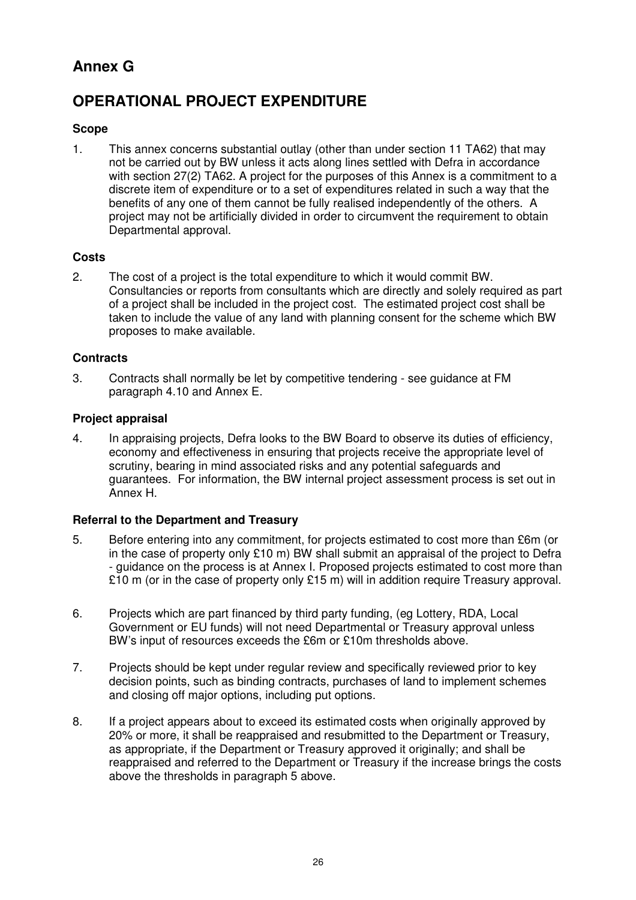# Annex G

## OPERATIONAL PROJECT EXPENDITURE

### Scope

1. This annex concerns substantial outlay (other than under section 11 TA62) that may not be carried out by BW unless it acts along lines settled with Defra in accordance with section 27(2) TA62. A project for the purposes of this Annex is a commitment to a discrete item of expenditure or to a set of expenditures related in such a way that the benefits of any one of them cannot be fully realised independently of the others. A project may not be artificially divided in order to circumvent the requirement to obtain Departmental approval.

### Costs

2. The cost of a project is the total expenditure to which it would commit BW. Consultancies or reports from consultants which are directly and solely required as part of a project shall be included in the project cost. The estimated project cost shall be taken to include the value of any land with planning consent for the scheme which BW proposes to make available.

### Contracts

3. Contracts shall normally be let by competitive tendering - see guidance at FM paragraph 4.10 and Annex E.

### Project appraisal

4. In appraising projects, Defra looks to the BW Board to observe its duties of efficiency, economy and effectiveness in ensuring that projects receive the appropriate level of scrutiny, bearing in mind associated risks and any potential safeguards and guarantees. For information, the BW internal project assessment process is set out in Annex H.

### Referral to the Department and Treasury

5. Before entering into any commitment, for projects estimated to cost more than £6m (or in the case of property only £10 m) BW shall submit an appraisal of the project to Defra - guidance on the process is at Annex I. Proposed projects estimated to cost more than £10 m (or in the case of property only £15 m) will in addition require Treasury approval.

6. Projects which are part financed by third party funding, (eg Lottery, RDA, Local Government or EU funds) will not need Departmental or Treasury approval unless BW's input of resources exceeds the £6m or £10m thresholds above.

7. Projects should be kept under regular review and specifically reviewed prior to key decision points, such as binding contracts, purchases of land to implement schemes and closing off major options, including put options.

8. If a project appears about to exceed its estimated costs when originally approved by 20% or more, it shall be reappraised and resubmitted to the Department or Treasury, as appropriate, if the Department or Treasury approved it originally; and shall be reappraised and referred to the Department or Treasury if the increase brings the costs above the thresholds in paragraph 5 above.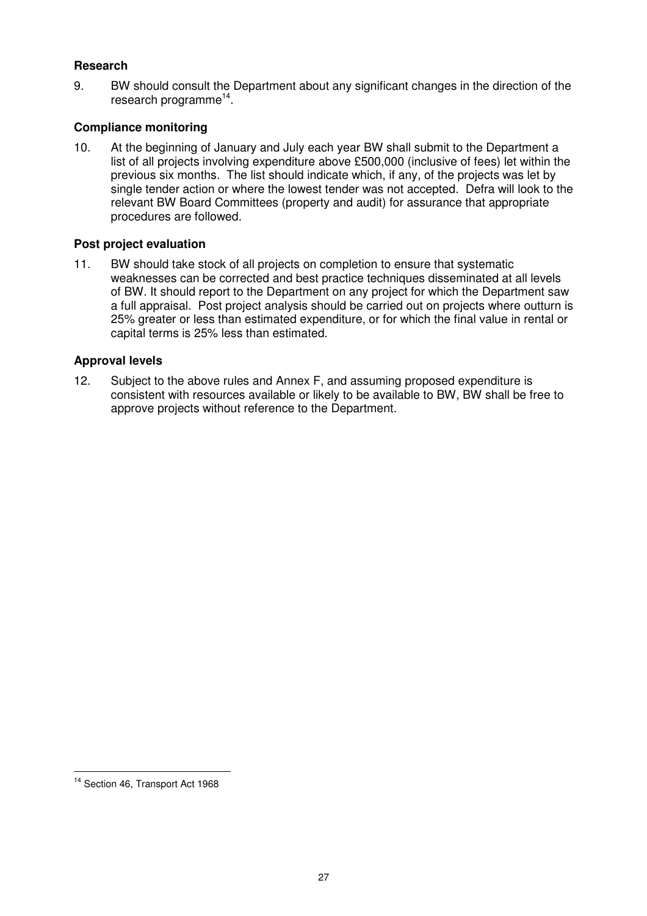### Research

9. BW should consult the Department about any significant changes in the direction of the research programme[14].

### Compliance monitoring

10. At the beginning of January and July each year BW shall submit to the Department a list of all projects involving expenditure above £500,000 (inclusive of fees) let within the previous six months. The list should indicate which, if any, of the projects was let by single tender action or where the lowest tender was not accepted. Defra will look to the relevant BW Board Committees (property and audit) for assurance that appropriate procedures are followed.

### Post project evaluation

11. BW should take stock of all projects on completion to ensure that systematic weaknesses can be corrected and best practice techniques disseminated at all levels of BW. It should report to the Department on any project for which the Department saw a full appraisal. Post project analysis should be carried out on projects where outturn is 25% greater or less than estimated expenditure, or for which the final value in rental or capital terms is 25% less than estimated.

### Approval levels

12. Subject to the above rules and Annex F, and assuming proposed expenditure is consistent with resources available or likely to be available to BW, BW shall be free to approve projects without reference to the Department.

---

[14] Section 46, Transport Act 1968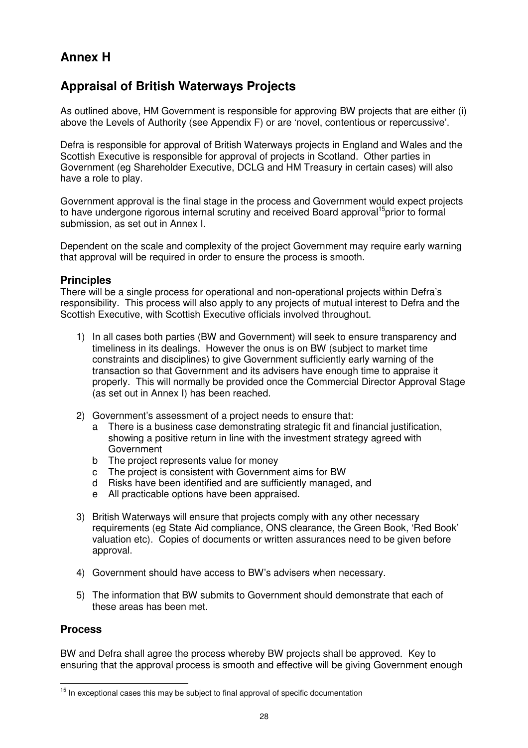# Annex H

## Appraisal of British Waterways Projects

As outlined above, HM Government is responsible for approving BW projects that are either (i) above the Levels of Authority (see Appendix F) or are 'novel, contentious or repercussive'.

Defra is responsible for approval of British Waterways projects in England and Wales and the Scottish Executive is responsible for approval of projects in Scotland. Other parties in Government (eg Shareholder Executive, DCLG and HM Treasury in certain cases) will also have a role to play.

Government approval is the final stage in the process and Government would expect projects to have undergone rigorous internal scrutiny and received Board approval[15] prior to formal submission, as set out in Annex I.

Dependent on the scale and complexity of the project Government may require early warning that approval will be required in order to ensure the process is smooth.

### Principles

There will be a single process for operational and non-operational projects within Defra's responsibility. This process will also apply to any projects of mutual interest to Defra and the Scottish Executive, with Scottish Executive officials involved throughout.

1) In all cases both parties (BW and Government) will seek to ensure transparency and timeliness in its dealings. However the onus is on BW (subject to market time constraints and disciplines) to give Government sufficiently early warning of the transaction so that Government and its advisers have enough time to appraise it properly. This will normally be provided once the Commercial Director Approval Stage (as set out in Annex I) has been reached.

2) Government's assessment of a project needs to ensure that:
   a There is a business case demonstrating strategic fit and financial justification, showing a positive return in line with the investment strategy agreed with Government
   b The project represents value for money
   c The project is consistent with Government aims for BW
   d Risks have been identified and are sufficiently managed, and
   e All practicable options have been appraised.

3) British Waterways will ensure that projects comply with any other necessary requirements (eg State Aid compliance, ONS clearance, the Green Book, 'Red Book' valuation etc). Copies of documents or written assurances need to be given before approval.

4) Government should have access to BW's advisers when necessary.

5) The information that BW submits to Government should demonstrate that each of these areas has been met.

### Process

BW and Defra shall agree the process whereby BW projects shall be approved. Key to ensuring that the approval process is smooth and effective will be giving Government enough

---

[15] In exceptional cases this may be subject to final approval of specific documentation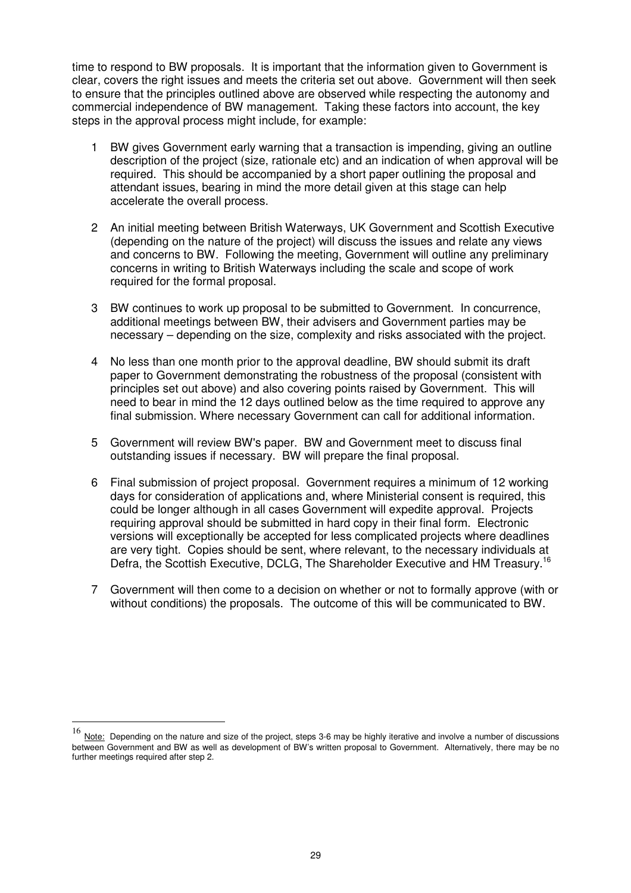time to respond to BW proposals. It is important that the information given to Government is clear, covers the right issues and meets the criteria set out above. Government will then seek to ensure that the principles outlined above are observed while respecting the autonomy and commercial independence of BW management. Taking these factors into account, the key steps in the approval process might include, for example:

1. BW gives Government early warning that a transaction is impending, giving an outline description of the project (size, rationale etc) and an indication of when approval will be required. This should be accompanied by a short paper outlining the proposal and attendant issues, bearing in mind the more detail given at this stage can help accelerate the overall process.

2. An initial meeting between British Waterways, UK Government and Scottish Executive (depending on the nature of the project) will discuss the issues and relate any views and concerns to BW. Following the meeting, Government will outline any preliminary concerns in writing to British Waterways including the scale and scope of work required for the formal proposal.

3. BW continues to work up proposal to be submitted to Government. In concurrence, additional meetings between BW, their advisers and Government parties may be necessary – depending on the size, complexity and risks associated with the project.

4. No less than one month prior to the approval deadline, BW should submit its draft paper to Government demonstrating the robustness of the proposal (consistent with principles set out above) and also covering points raised by Government. This will need to bear in mind the 12 days outlined below as the time required to approve any final submission. Where necessary Government can call for additional information.

5. Government will review BW's paper. BW and Government meet to discuss final outstanding issues if necessary. BW will prepare the final proposal.

6. Final submission of project proposal. Government requires a minimum of 12 working days for consideration of applications and, where Ministerial consent is required, this could be longer although in all cases Government will expedite approval. Projects requiring approval should be submitted in hard copy in their final form. Electronic versions will exceptionally be accepted for less complicated projects where deadlines are very tight. Copies should be sent, where relevant, to the necessary individuals at Defra, the Scottish Executive, DCLG, The Shareholder Executive and HM Treasury.[16]

7. Government will then come to a decision on whether or not to formally approve (with or without conditions) the proposals. The outcome of this will be communicated to BW.

---

[16] Note: Depending on the nature and size of the project, steps 3-6 may be highly iterative and involve a number of discussions between Government and BW as well as development of BW's written proposal to Government. Alternatively, there may be no further meetings required after step 2.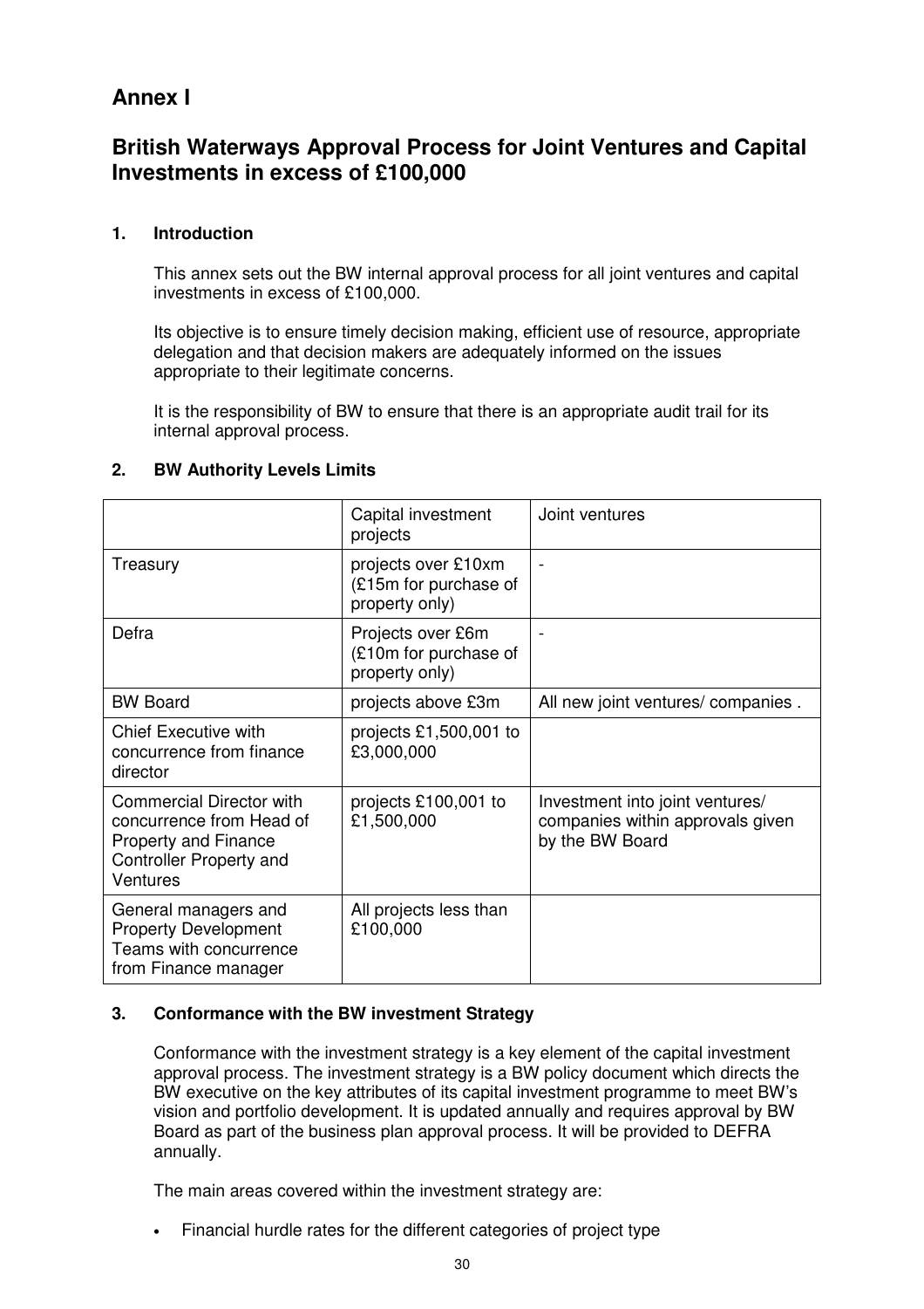# Annex I

# British Waterways Approval Process for Joint Ventures and Capital Investments in excess of £100,000

### 1. Introduction

This annex sets out the BW internal approval process for all joint ventures and capital investments in excess of £100,000.

Its objective is to ensure timely decision making, efficient use of resource, appropriate delegation and that decision makers are adequately informed on the issues appropriate to their legitimate concerns.

It is the responsibility of BW to ensure that there is an appropriate audit trail for its internal approval process.

### 2. BW Authority Levels Limits

| | Capital investment projects | Joint ventures |
|---|---|---|
| Treasury | projects over £10xm (£15m for purchase of property only) | - |
| Defra | Projects over £6m (£10m for purchase of property only) | - |
| BW Board | projects above £3m | All new joint ventures/ companies . |
| Chief Executive with concurrence from finance director | projects £1,500,001 to £3,000,000 | |
| Commercial Director with concurrence from Head of Property and Finance Controller Property and Ventures | projects £100,001 to £1,500,000 | Investment into joint ventures/ companies within approvals given by the BW Board |
| General managers and Property Development Teams with concurrence from Finance manager | All projects less than £100,000 | |

### 3. Conformance with the BW investment Strategy

Conformance with the investment strategy is a key element of the capital investment approval process. The investment strategy is a BW policy document which directs the BW executive on the key attributes of its capital investment programme to meet BW's vision and portfolio development. It is updated annually and requires approval by BW Board as part of the business plan approval process. It will be provided to DEFRA annually.

The main areas covered within the investment strategy are:

- Financial hurdle rates for the different categories of project type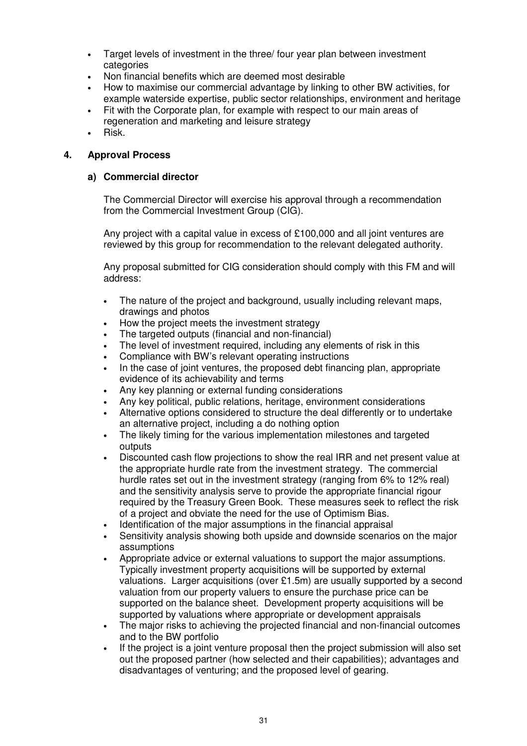- Target levels of investment in the three/ four year plan between investment categories
- Non financial benefits which are deemed most desirable
- How to maximise our commercial advantage by linking to other BW activities, for example waterside expertise, public sector relationships, environment and heritage
- Fit with the Corporate plan, for example with respect to our main areas of regeneration and marketing and leisure strategy
- Risk.

## 4. Approval Process

### a) Commercial director

The Commercial Director will exercise his approval through a recommendation from the Commercial Investment Group (CIG).

Any project with a capital value in excess of £100,000 and all joint ventures are reviewed by this group for recommendation to the relevant delegated authority.

Any proposal submitted for CIG consideration should comply with this FM and will address:

- The nature of the project and background, usually including relevant maps, drawings and photos
- How the project meets the investment strategy
- The targeted outputs (financial and non-financial)
- The level of investment required, including any elements of risk in this
- Compliance with BW's relevant operating instructions
- In the case of joint ventures, the proposed debt financing plan, appropriate evidence of its achievability and terms
- Any key planning or external funding considerations
- Any key political, public relations, heritage, environment considerations
- Alternative options considered to structure the deal differently or to undertake an alternative project, including a do nothing option
- The likely timing for the various implementation milestones and targeted outputs
- Discounted cash flow projections to show the real IRR and net present value at the appropriate hurdle rate from the investment strategy. The commercial hurdle rates set out in the investment strategy (ranging from 6% to 12% real) and the sensitivity analysis serve to provide the appropriate financial rigour required by the Treasury Green Book. These measures seek to reflect the risk of a project and obviate the need for the use of Optimism Bias.
- Identification of the major assumptions in the financial appraisal
- Sensitivity analysis showing both upside and downside scenarios on the major assumptions
- Appropriate advice or external valuations to support the major assumptions. Typically investment property acquisitions will be supported by external valuations. Larger acquisitions (over £1.5m) are usually supported by a second valuation from our property valuers to ensure the purchase price can be supported on the balance sheet. Development property acquisitions will be supported by valuations where appropriate or development appraisals
- The major risks to achieving the projected financial and non-financial outcomes and to the BW portfolio
- If the project is a joint venture proposal then the project submission will also set out the proposed partner (how selected and their capabilities); advantages and disadvantages of venturing; and the proposed level of gearing.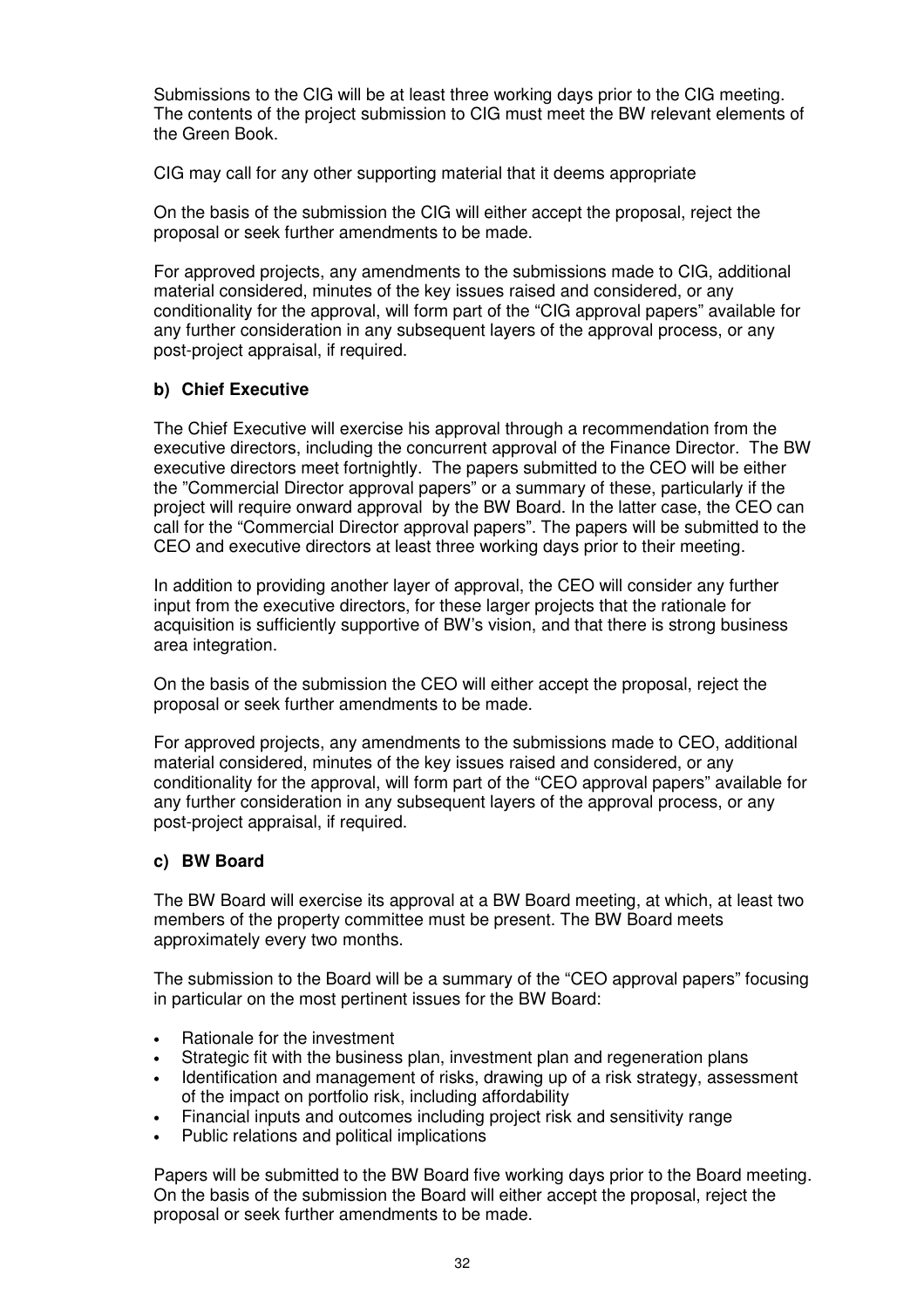Submissions to the CIG will be at least three working days prior to the CIG meeting. The contents of the project submission to CIG must meet the BW relevant elements of the Green Book.

CIG may call for any other supporting material that it deems appropriate

On the basis of the submission the CIG will either accept the proposal, reject the proposal or seek further amendments to be made.

For approved projects, any amendments to the submissions made to CIG, additional material considered, minutes of the key issues raised and considered, or any conditionality for the approval, will form part of the "CIG approval papers" available for any further consideration in any subsequent layers of the approval process, or any post-project appraisal, if required.

#### b) Chief Executive

The Chief Executive will exercise his approval through a recommendation from the executive directors, including the concurrent approval of the Finance Director. The BW executive directors meet fortnightly. The papers submitted to the CEO will be either the "Commercial Director approval papers" or a summary of these, particularly if the project will require onward approval by the BW Board. In the latter case, the CEO can call for the "Commercial Director approval papers". The papers will be submitted to the CEO and executive directors at least three working days prior to their meeting.

In addition to providing another layer of approval, the CEO will consider any further input from the executive directors, for these larger projects that the rationale for acquisition is sufficiently supportive of BW's vision, and that there is strong business area integration.

On the basis of the submission the CEO will either accept the proposal, reject the proposal or seek further amendments to be made.

For approved projects, any amendments to the submissions made to CEO, additional material considered, minutes of the key issues raised and considered, or any conditionality for the approval, will form part of the "CEO approval papers" available for any further consideration in any subsequent layers of the approval process, or any post-project appraisal, if required.

#### c) BW Board

The BW Board will exercise its approval at a BW Board meeting, at which, at least two members of the property committee must be present. The BW Board meets approximately every two months.

The submission to the Board will be a summary of the "CEO approval papers" focusing in particular on the most pertinent issues for the BW Board:

- Rationale for the investment
- Strategic fit with the business plan, investment plan and regeneration plans
- Identification and management of risks, drawing up of a risk strategy, assessment of the impact on portfolio risk, including affordability
- Financial inputs and outcomes including project risk and sensitivity range
- Public relations and political implications

Papers will be submitted to the BW Board five working days prior to the Board meeting. On the basis of the submission the Board will either accept the proposal, reject the proposal or seek further amendments to be made.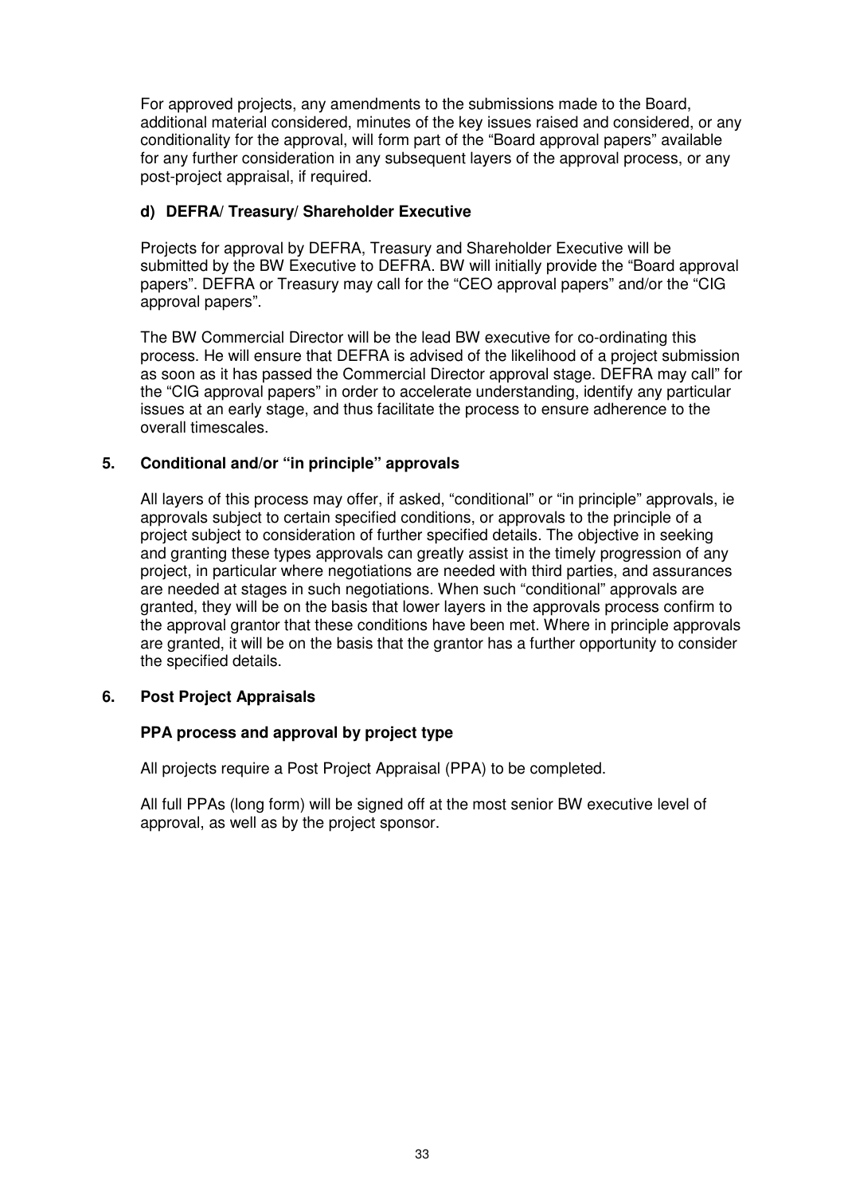For approved projects, any amendments to the submissions made to the Board, additional material considered, minutes of the key issues raised and considered, or any conditionality for the approval, will form part of the "Board approval papers" available for any further consideration in any subsequent layers of the approval process, or any post-project appraisal, if required.

#### d) DEFRA/ Treasury/ Shareholder Executive

Projects for approval by DEFRA, Treasury and Shareholder Executive will be submitted by the BW Executive to DEFRA. BW will initially provide the "Board approval papers". DEFRA or Treasury may call for the "CEO approval papers" and/or the "CIG approval papers".

The BW Commercial Director will be the lead BW executive for co-ordinating this process. He will ensure that DEFRA is advised of the likelihood of a project submission as soon as it has passed the Commercial Director approval stage. DEFRA may call" for the "CIG approval papers" in order to accelerate understanding, identify any particular issues at an early stage, and thus facilitate the process to ensure adherence to the overall timescales.

### 5. Conditional and/or "in principle" approvals

All layers of this process may offer, if asked, "conditional" or "in principle" approvals, ie approvals subject to certain specified conditions, or approvals to the principle of a project subject to consideration of further specified details. The objective in seeking and granting these types approvals can greatly assist in the timely progression of any project, in particular where negotiations are needed with third parties, and assurances are needed at stages in such negotiations. When such "conditional" approvals are granted, they will be on the basis that lower layers in the approvals process confirm to the approval grantor that these conditions have been met. Where in principle approvals are granted, it will be on the basis that the grantor has a further opportunity to consider the specified details.

### 6. Post Project Appraisals

#### PPA process and approval by project type

All projects require a Post Project Appraisal (PPA) to be completed.

All full PPAs (long form) will be signed off at the most senior BW executive level of approval, as well as by the project sponsor.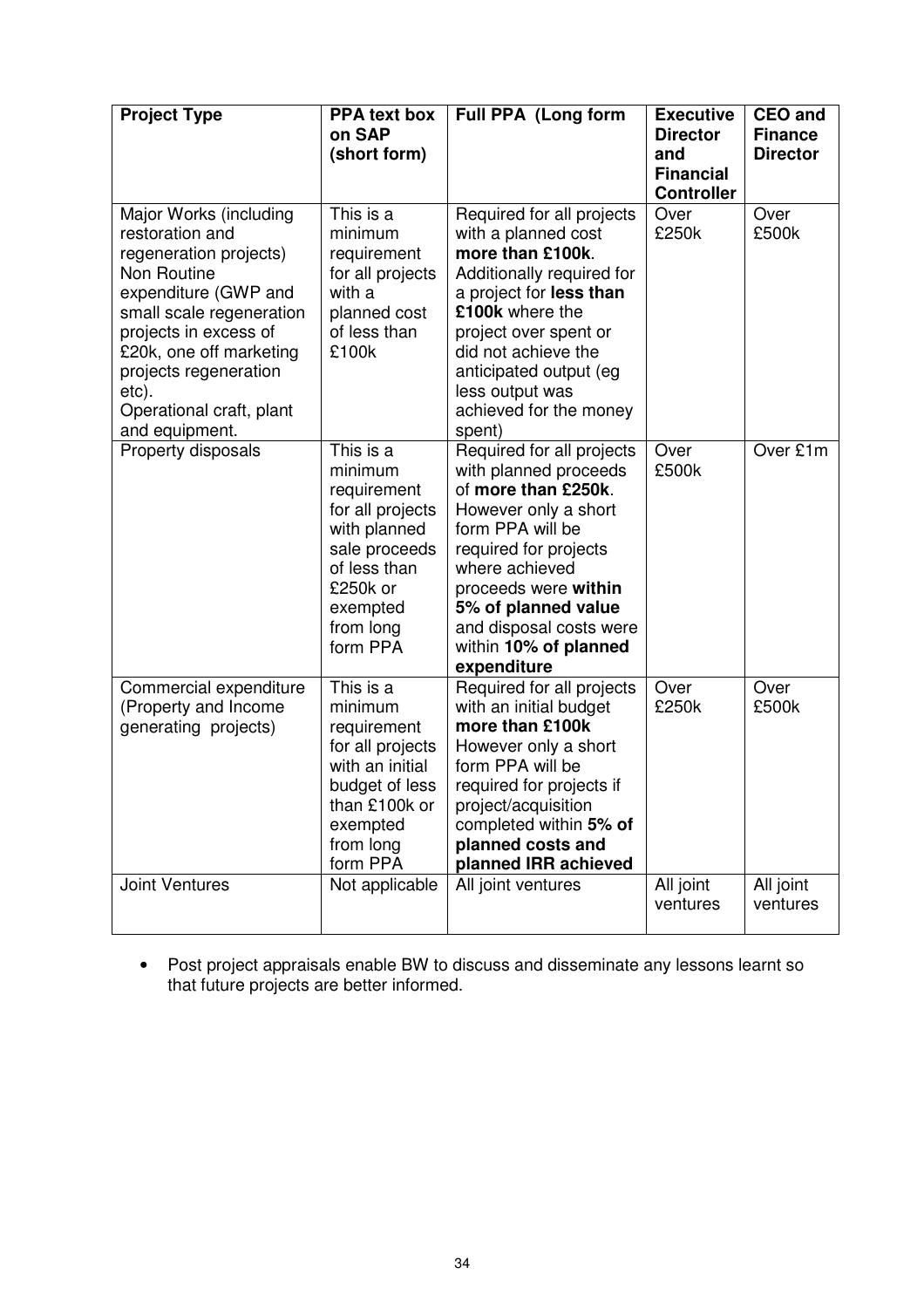| Project Type | PPA text box on SAP (short form) | Full PPA (Long form | Executive Director and Financial Controller | CEO and Finance Director |
|---|---|---|---|---|
| Major Works (including restoration and regeneration projects) Non Routine expenditure (GWP and small scale regeneration projects in excess of £20k, one off marketing projects regeneration etc). Operational craft, plant and equipment. | This is a minimum requirement for all projects with a planned cost of less than £100k | Required for all projects with a planned cost **more than £100k**. Additionally required for a project for **less than £100k** where the project over spent or did not achieve the anticipated output (eg less output was achieved for the money spent) | Over £250k | Over £500k |
| Property disposals | This is a minimum requirement for all projects with planned sale proceeds of less than £250k or exempted from long form PPA | Required for all projects with planned proceeds of **more than £250k**. However only a short form PPA will be required for projects where achieved proceeds were **within 5% of planned value** and disposal costs were within **10% of planned expenditure** | Over £500k | Over £1m |
| Commercial expenditure (Property and Income generating projects) | This is a minimum requirement for all projects with an initial budget of less than £100k or exempted from long form PPA | Required for all projects with an initial budget **more than £100k** However only a short form PPA will be required for projects if project/acquisition completed within **5% of planned costs and planned IRR achieved** | Over £250k | Over £500k |
| Joint Ventures | Not applicable | All joint ventures | All joint ventures | All joint ventures |

- Post project appraisals enable BW to discuss and disseminate any lessons learnt so that future projects are better informed.